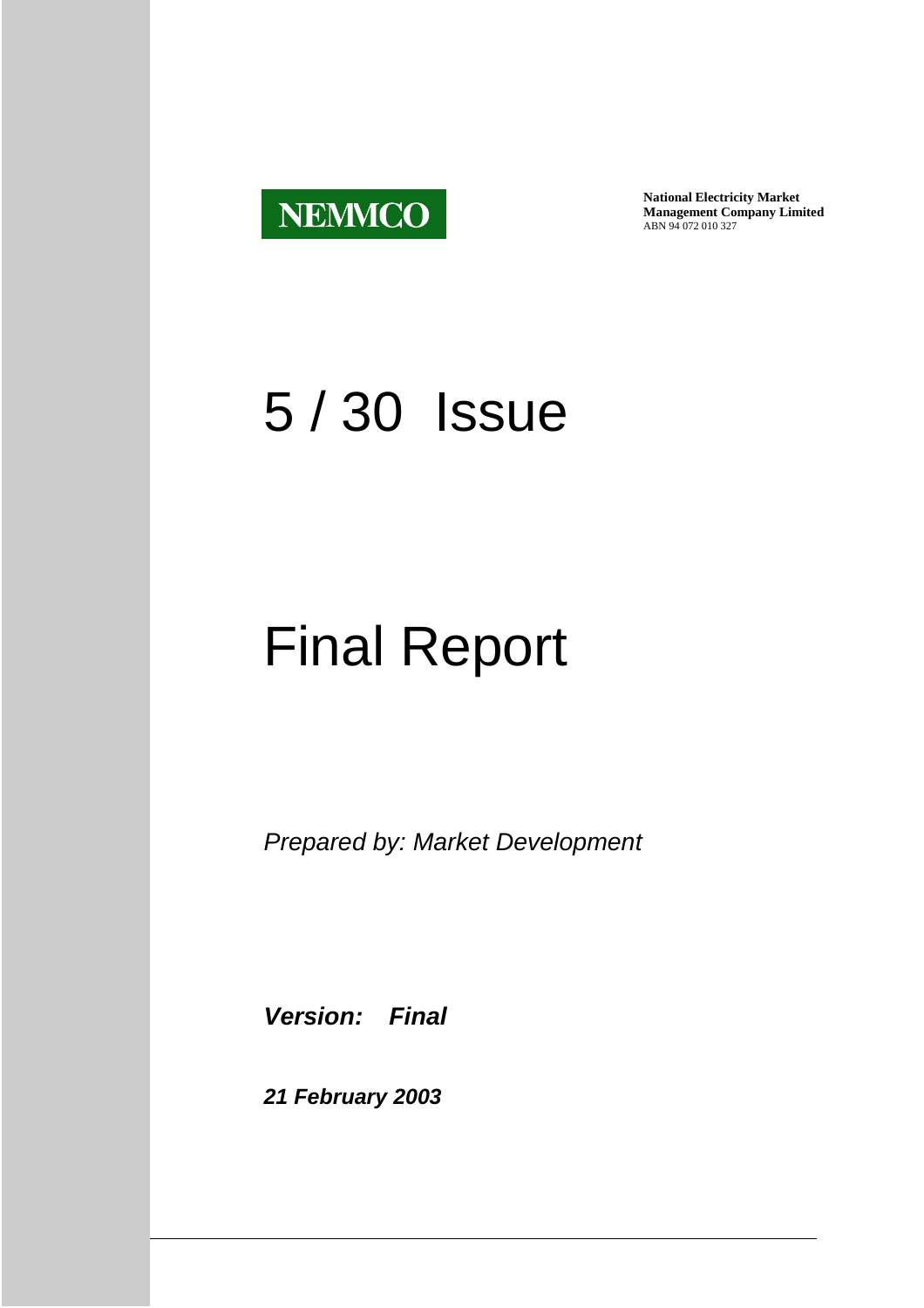**NEMMCO**

**National Electricity Market Management Company Limited**
ABN 94 072 010 327

# 5 / 30 Issue

# Final Report

*Prepared by: Market Development*

***Version: Final***

***21 February 2003***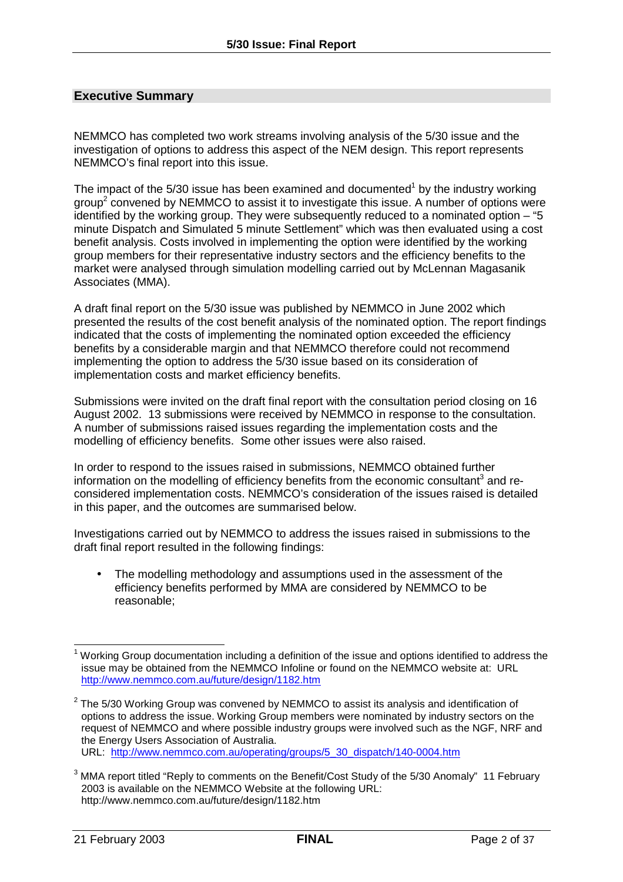## Executive Summary

NEMMCO has completed two work streams involving analysis of the 5/30 issue and the investigation of options to address this aspect of the NEM design. This report represents NEMMCO's final report into this issue.

The impact of the 5/30 issue has been examined and documented[1] by the industry working group[2] convened by NEMMCO to assist it to investigate this issue. A number of options were identified by the working group. They were subsequently reduced to a nominated option – "5 minute Dispatch and Simulated 5 minute Settlement" which was then evaluated using a cost benefit analysis. Costs involved in implementing the option were identified by the working group members for their representative industry sectors and the efficiency benefits to the market were analysed through simulation modelling carried out by McLennan Magasanik Associates (MMA).

A draft final report on the 5/30 issue was published by NEMMCO in June 2002 which presented the results of the cost benefit analysis of the nominated option. The report findings indicated that the costs of implementing the nominated option exceeded the efficiency benefits by a considerable margin and that NEMMCO therefore could not recommend implementing the option to address the 5/30 issue based on its consideration of implementation costs and market efficiency benefits.

Submissions were invited on the draft final report with the consultation period closing on 16 August 2002. 13 submissions were received by NEMMCO in response to the consultation. A number of submissions raised issues regarding the implementation costs and the modelling of efficiency benefits. Some other issues were also raised.

In order to respond to the issues raised in submissions, NEMMCO obtained further information on the modelling of efficiency benefits from the economic consultant[3] and re-considered implementation costs. NEMMCO's consideration of the issues raised is detailed in this paper, and the outcomes are summarised below.

Investigations carried out by NEMMCO to address the issues raised in submissions to the draft final report resulted in the following findings:

- The modelling methodology and assumptions used in the assessment of the efficiency benefits performed by MMA are considered by NEMMCO to be reasonable;

---

[1] Working Group documentation including a definition of the issue and options identified to address the issue may be obtained from the NEMMCO Infoline or found on the NEMMCO website at: URL http://www.nemmco.com.au/future/design/1182.htm

[2] The 5/30 Working Group was convened by NEMMCO to assist its analysis and identification of options to address the issue. Working Group members were nominated by industry sectors on the request of NEMMCO and where possible industry groups were involved such as the NGF, NRF and the Energy Users Association of Australia.
URL: http://www.nemmco.com.au/operating/groups/5_30_dispatch/140-0004.htm

[3] MMA report titled "Reply to comments on the Benefit/Cost Study of the 5/30 Anomaly" 11 February 2003 is available on the NEMMCO Website at the following URL: http://www.nemmco.com.au/future/design/1182.htm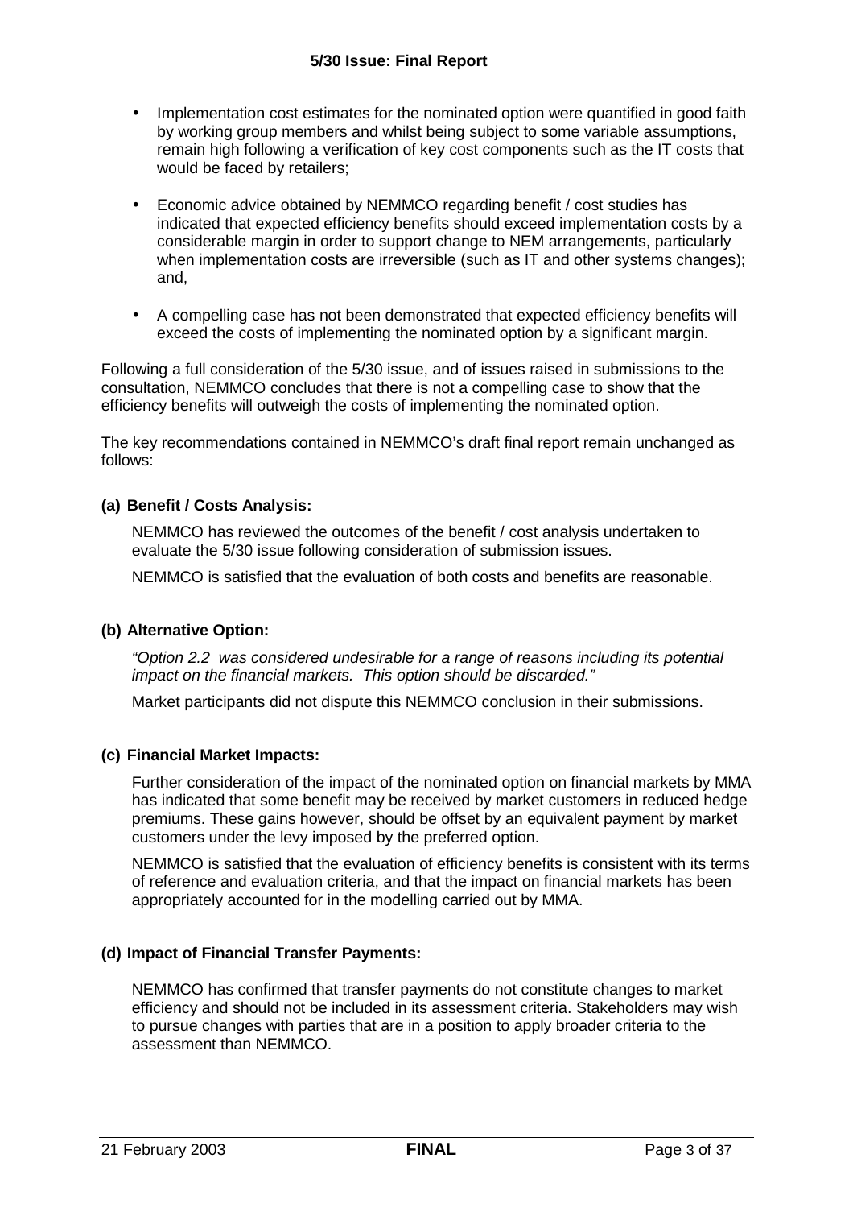- Implementation cost estimates for the nominated option were quantified in good faith by working group members and whilst being subject to some variable assumptions, remain high following a verification of key cost components such as the IT costs that would be faced by retailers;

- Economic advice obtained by NEMMCO regarding benefit / cost studies has indicated that expected efficiency benefits should exceed implementation costs by a considerable margin in order to support change to NEM arrangements, particularly when implementation costs are irreversible (such as IT and other systems changes); and,

- A compelling case has not been demonstrated that expected efficiency benefits will exceed the costs of implementing the nominated option by a significant margin.

Following a full consideration of the 5/30 issue, and of issues raised in submissions to the consultation, NEMMCO concludes that there is not a compelling case to show that the efficiency benefits will outweigh the costs of implementing the nominated option.

The key recommendations contained in NEMMCO's draft final report remain unchanged as follows:

**(a) Benefit / Costs Analysis:**

NEMMCO has reviewed the outcomes of the benefit / cost analysis undertaken to evaluate the 5/30 issue following consideration of submission issues.

NEMMCO is satisfied that the evaluation of both costs and benefits are reasonable.

**(b) Alternative Option:**

*"Option 2.2 was considered undesirable for a range of reasons including its potential impact on the financial markets. This option should be discarded."*

Market participants did not dispute this NEMMCO conclusion in their submissions.

**(c) Financial Market Impacts:**

Further consideration of the impact of the nominated option on financial markets by MMA has indicated that some benefit may be received by market customers in reduced hedge premiums. These gains however, should be offset by an equivalent payment by market customers under the levy imposed by the preferred option.

NEMMCO is satisfied that the evaluation of efficiency benefits is consistent with its terms of reference and evaluation criteria, and that the impact on financial markets has been appropriately accounted for in the modelling carried out by MMA.

**(d) Impact of Financial Transfer Payments:**

NEMMCO has confirmed that transfer payments do not constitute changes to market efficiency and should not be included in its assessment criteria. Stakeholders may wish to pursue changes with parties that are in a position to apply broader criteria to the assessment than NEMMCO.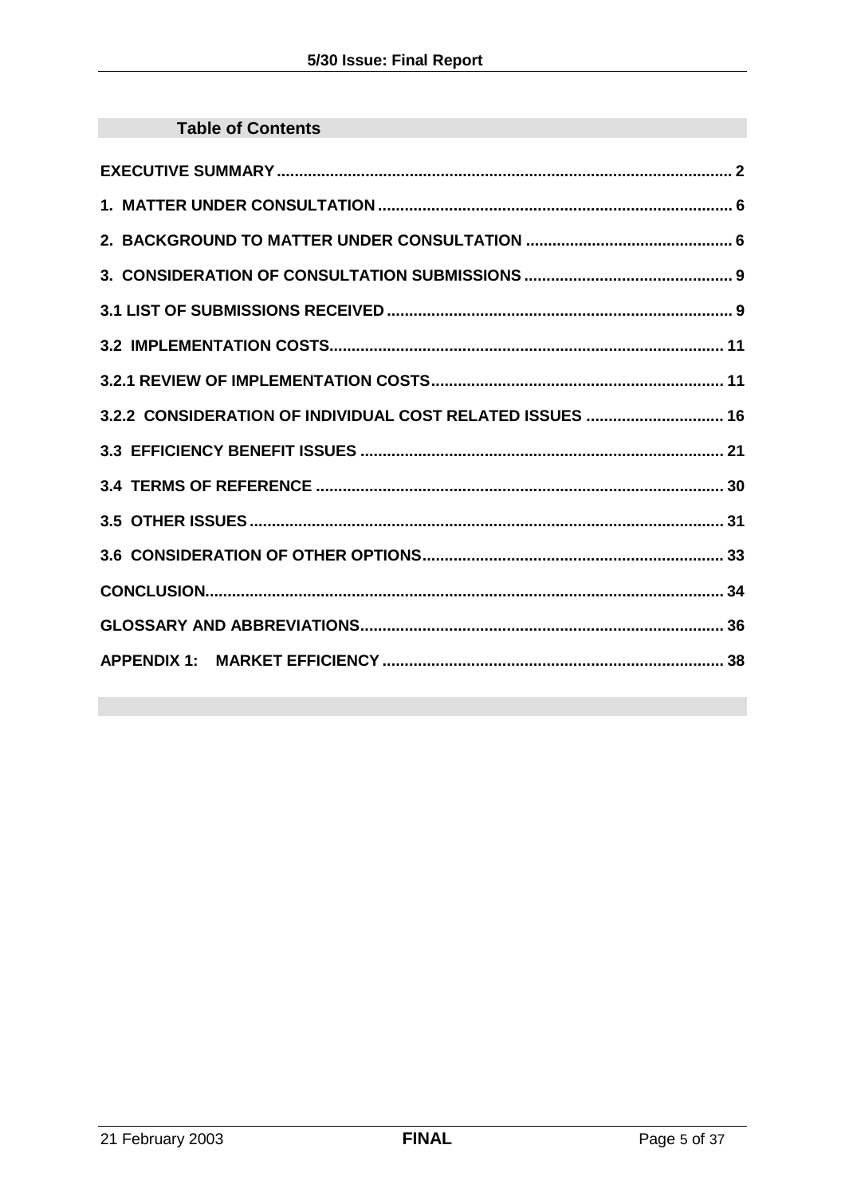## Table of Contents

EXECUTIVE SUMMARY ........................................................................................................ 2

1. MATTER UNDER CONSULTATION ................................................................................ 6

2. BACKGROUND TO MATTER UNDER CONSULTATION ............................................... 6

3. CONSIDERATION OF CONSULTATION SUBMISSIONS ............................................... 9

3.1 LIST OF SUBMISSIONS RECEIVED .............................................................................. 9

3.2 IMPLEMENTATION COSTS.......................................................................................... 11

3.2.1 REVIEW OF IMPLEMENTATION COSTS.................................................................. 11

3.2.2 CONSIDERATION OF INDIVIDUAL COST RELATED ISSUES ............................... 16

3.3 EFFICIENCY BENEFIT ISSUES .................................................................................. 21

3.4 TERMS OF REFERENCE ............................................................................................ 30

3.5 OTHER ISSUES ........................................................................................................... 31

3.6 CONSIDERATION OF OTHER OPTIONS.................................................................... 33

CONCLUSION.................................................................................................................... 34

GLOSSARY AND ABBREVIATIONS.................................................................................. 36

APPENDIX 1: MARKET EFFICIENCY ............................................................................. 38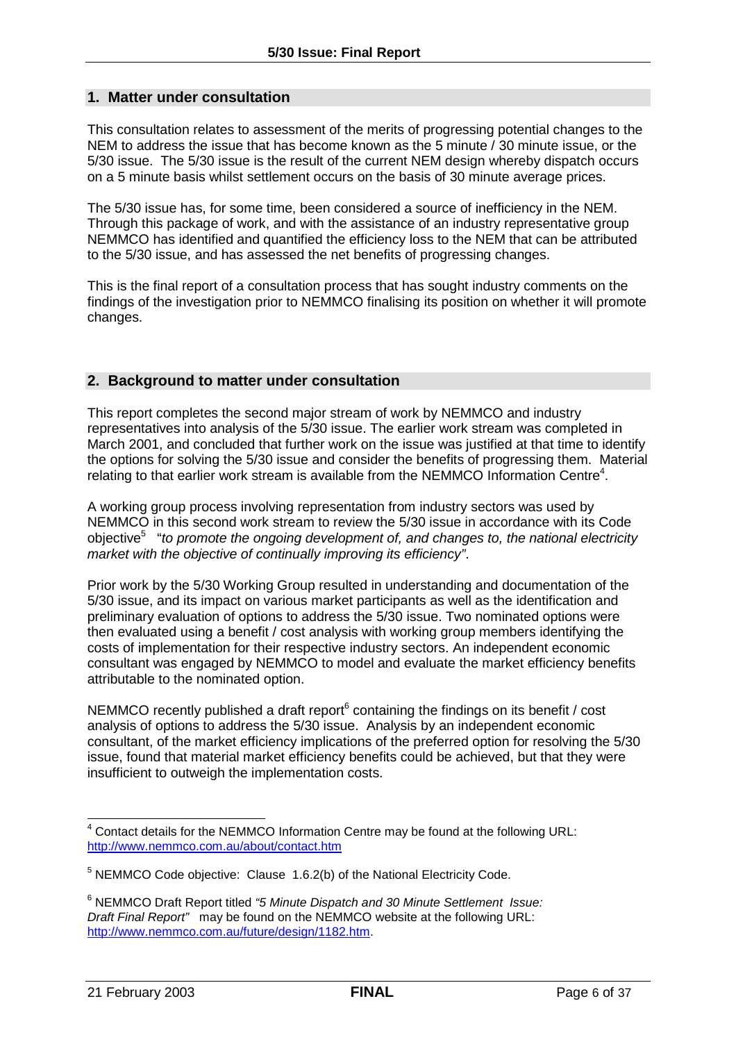## 1. Matter under consultation

This consultation relates to assessment of the merits of progressing potential changes to the NEM to address the issue that has become known as the 5 minute / 30 minute issue, or the 5/30 issue. The 5/30 issue is the result of the current NEM design whereby dispatch occurs on a 5 minute basis whilst settlement occurs on the basis of 30 minute average prices.

The 5/30 issue has, for some time, been considered a source of inefficiency in the NEM. Through this package of work, and with the assistance of an industry representative group NEMMCO has identified and quantified the efficiency loss to the NEM that can be attributed to the 5/30 issue, and has assessed the net benefits of progressing changes.

This is the final report of a consultation process that has sought industry comments on the findings of the investigation prior to NEMMCO finalising its position on whether it will promote changes.

## 2. Background to matter under consultation

This report completes the second major stream of work by NEMMCO and industry representatives into analysis of the 5/30 issue. The earlier work stream was completed in March 2001, and concluded that further work on the issue was justified at that time to identify the options for solving the 5/30 issue and consider the benefits of progressing them. Material relating to that earlier work stream is available from the NEMMCO Information Centre[4].

A working group process involving representation from industry sectors was used by NEMMCO in this second work stream to review the 5/30 issue in accordance with its Code objective[5] "*to promote the ongoing development of, and changes to, the national electricity market with the objective of continually improving its efficiency"*.

Prior work by the 5/30 Working Group resulted in understanding and documentation of the 5/30 issue, and its impact on various market participants as well as the identification and preliminary evaluation of options to address the 5/30 issue. Two nominated options were then evaluated using a benefit / cost analysis with working group members identifying the costs of implementation for their respective industry sectors. An independent economic consultant was engaged by NEMMCO to model and evaluate the market efficiency benefits attributable to the nominated option.

NEMMCO recently published a draft report[6] containing the findings on its benefit / cost analysis of options to address the 5/30 issue. Analysis by an independent economic consultant, of the market efficiency implications of the preferred option for resolving the 5/30 issue, found that material market efficiency benefits could be achieved, but that they were insufficient to outweigh the implementation costs.

---

[4] Contact details for the NEMMCO Information Centre may be found at the following URL: http://www.nemmco.com.au/about/contact.htm

[5] NEMMCO Code objective: Clause 1.6.2(b) of the National Electricity Code.

[6] NEMMCO Draft Report titled *"5 Minute Dispatch and 30 Minute Settlement Issue: Draft Final Report"* may be found on the NEMMCO website at the following URL: http://www.nemmco.com.au/future/design/1182.htm.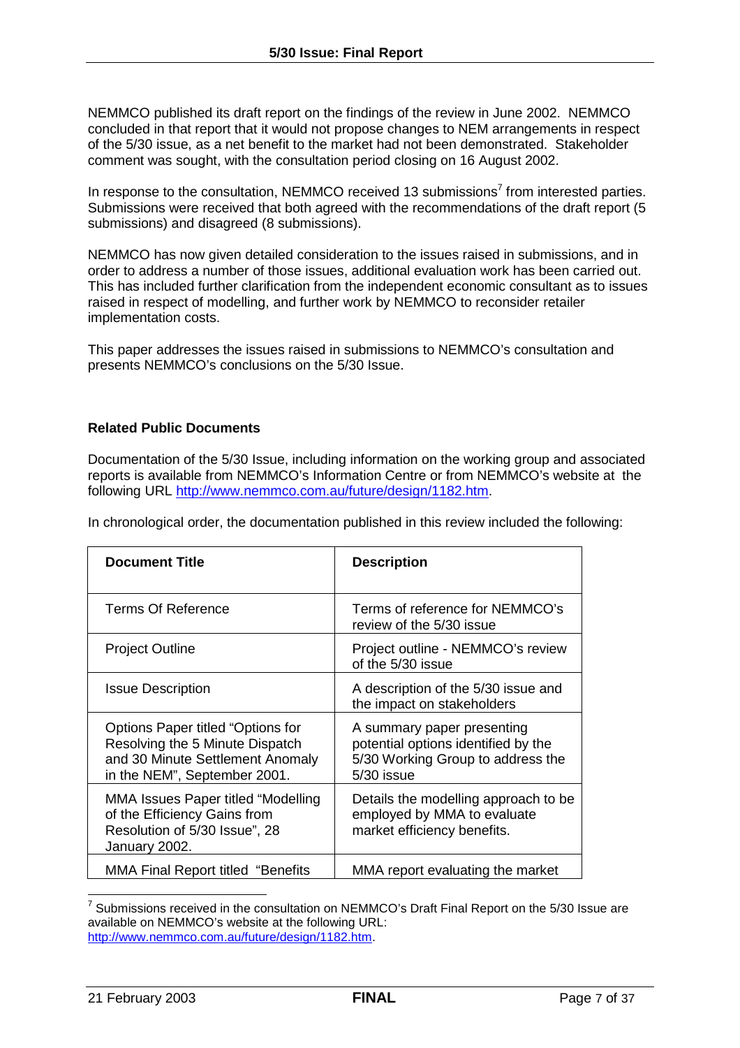NEMMCO published its draft report on the findings of the review in June 2002. NEMMCO concluded in that report that it would not propose changes to NEM arrangements in respect of the 5/30 issue, as a net benefit to the market had not been demonstrated. Stakeholder comment was sought, with the consultation period closing on 16 August 2002.

In response to the consultation, NEMMCO received 13 submissions[7] from interested parties. Submissions were received that both agreed with the recommendations of the draft report (5 submissions) and disagreed (8 submissions).

NEMMCO has now given detailed consideration to the issues raised in submissions, and in order to address a number of those issues, additional evaluation work has been carried out. This has included further clarification from the independent economic consultant as to issues raised in respect of modelling, and further work by NEMMCO to reconsider retailer implementation costs.

This paper addresses the issues raised in submissions to NEMMCO's consultation and presents NEMMCO's conclusions on the 5/30 Issue.

**Related Public Documents**

Documentation of the 5/30 Issue, including information on the working group and associated reports is available from NEMMCO's Information Centre or from NEMMCO's website at the following URL http://www.nemmco.com.au/future/design/1182.htm.

In chronological order, the documentation published in this review included the following:

| Document Title | Description |
|---|---|
| Terms Of Reference | Terms of reference for NEMMCO's review of the 5/30 issue |
| Project Outline | Project outline - NEMMCO's review of the 5/30 issue |
| Issue Description | A description of the 5/30 issue and the impact on stakeholders |
| Options Paper titled "Options for Resolving the 5 Minute Dispatch and 30 Minute Settlement Anomaly in the NEM", September 2001. | A summary paper presenting potential options identified by the 5/30 Working Group to address the 5/30 issue |
| MMA Issues Paper titled "Modelling of the Efficiency Gains from Resolution of 5/30 Issue", 28 January 2002. | Details the modelling approach to be employed by MMA to evaluate market efficiency benefits. |
| MMA Final Report titled "Benefits | MMA report evaluating the market |

[7] Submissions received in the consultation on NEMMCO's Draft Final Report on the 5/30 Issue are available on NEMMCO's website at the following URL: http://www.nemmco.com.au/future/design/1182.htm.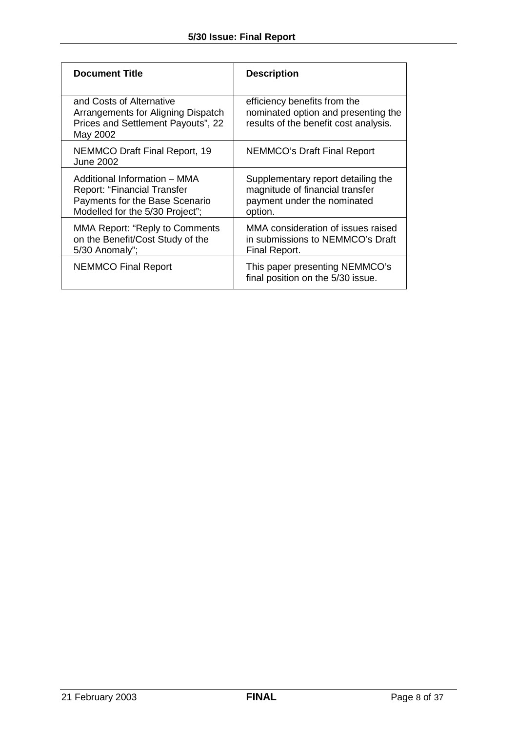| Document Title | Description |
| --- | --- |
| and Costs of Alternative Arrangements for Aligning Dispatch Prices and Settlement Payouts", 22 May 2002 | efficiency benefits from the nominated option and presenting the results of the benefit cost analysis. |
| NEMMCO Draft Final Report, 19 June 2002 | NEMMCO's Draft Final Report |
| Additional Information – MMA Report: "Financial Transfer Payments for the Base Scenario Modelled for the 5/30 Project"; | Supplementary report detailing the magnitude of financial transfer payment under the nominated option. |
| MMA Report: "Reply to Comments on the Benefit/Cost Study of the 5/30 Anomaly"; | MMA consideration of issues raised in submissions to NEMMCO's Draft Final Report. |
| NEMMCO Final Report | This paper presenting NEMMCO's final position on the 5/30 issue. |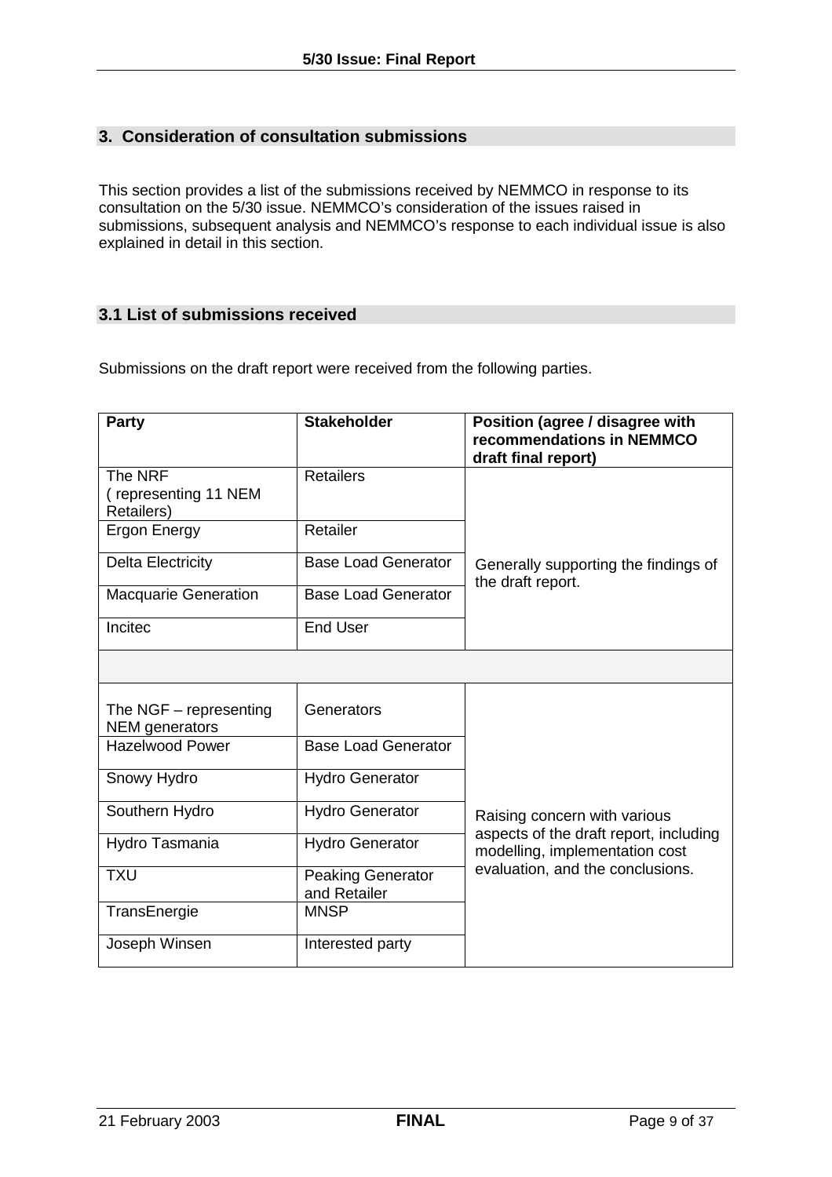## 3. Consideration of consultation submissions

This section provides a list of the submissions received by NEMMCO in response to its consultation on the 5/30 issue. NEMMCO's consideration of the issues raised in submissions, subsequent analysis and NEMMCO's response to each individual issue is also explained in detail in this section.

### 3.1 List of submissions received

Submissions on the draft report were received from the following parties.

| Party | Stakeholder | Position (agree / disagree with recommendations in NEMMCO draft final report) |
|---|---|---|
| The NRF ( representing 11 NEM Retailers) | Retailers | Generally supporting the findings of the draft report. |
| Ergon Energy | Retailer | |
| Delta Electricity | Base Load Generator | |
| Macquarie Generation | Base Load Generator | |
| Incitec | End User | |
| | | |
| The NGF – representing NEM generators | Generators | Raising concern with various aspects of the draft report, including modelling, implementation cost evaluation, and the conclusions. |
| Hazelwood Power | Base Load Generator | |
| Snowy Hydro | Hydro Generator | |
| Southern Hydro | Hydro Generator | |
| Hydro Tasmania | Hydro Generator | |
| TXU | Peaking Generator and Retailer | |
| TransEnergie | MNSP | |
| Joseph Winsen | Interested party | |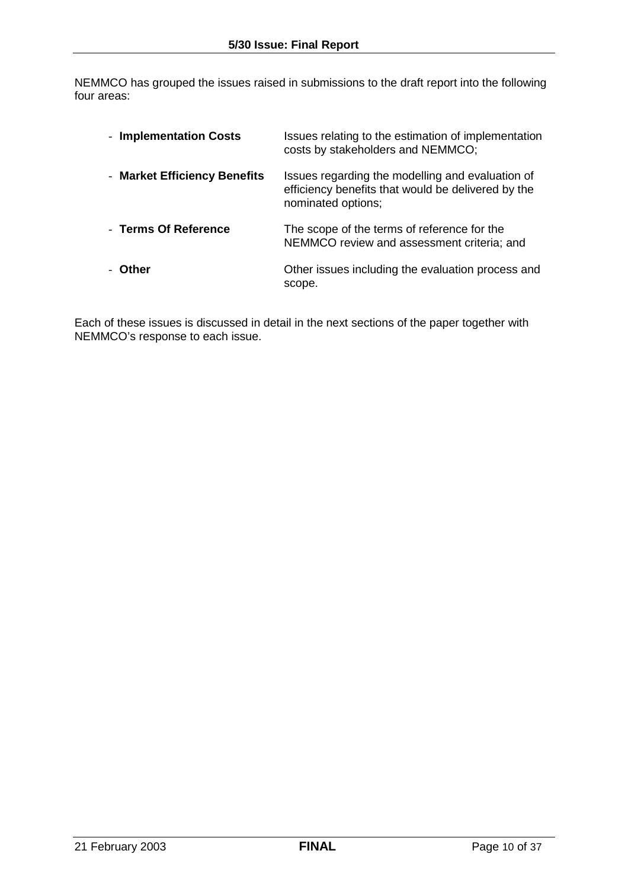NEMMCO has grouped the issues raised in submissions to the draft report into the following four areas:

- **Implementation Costs** — Issues relating to the estimation of implementation costs by stakeholders and NEMMCO;
- **Market Efficiency Benefits** — Issues regarding the modelling and evaluation of efficiency benefits that would be delivered by the nominated options;
- **Terms Of Reference** — The scope of the terms of reference for the NEMMCO review and assessment criteria; and
- **Other** — Other issues including the evaluation process and scope.

Each of these issues is discussed in detail in the next sections of the paper together with NEMMCO's response to each issue.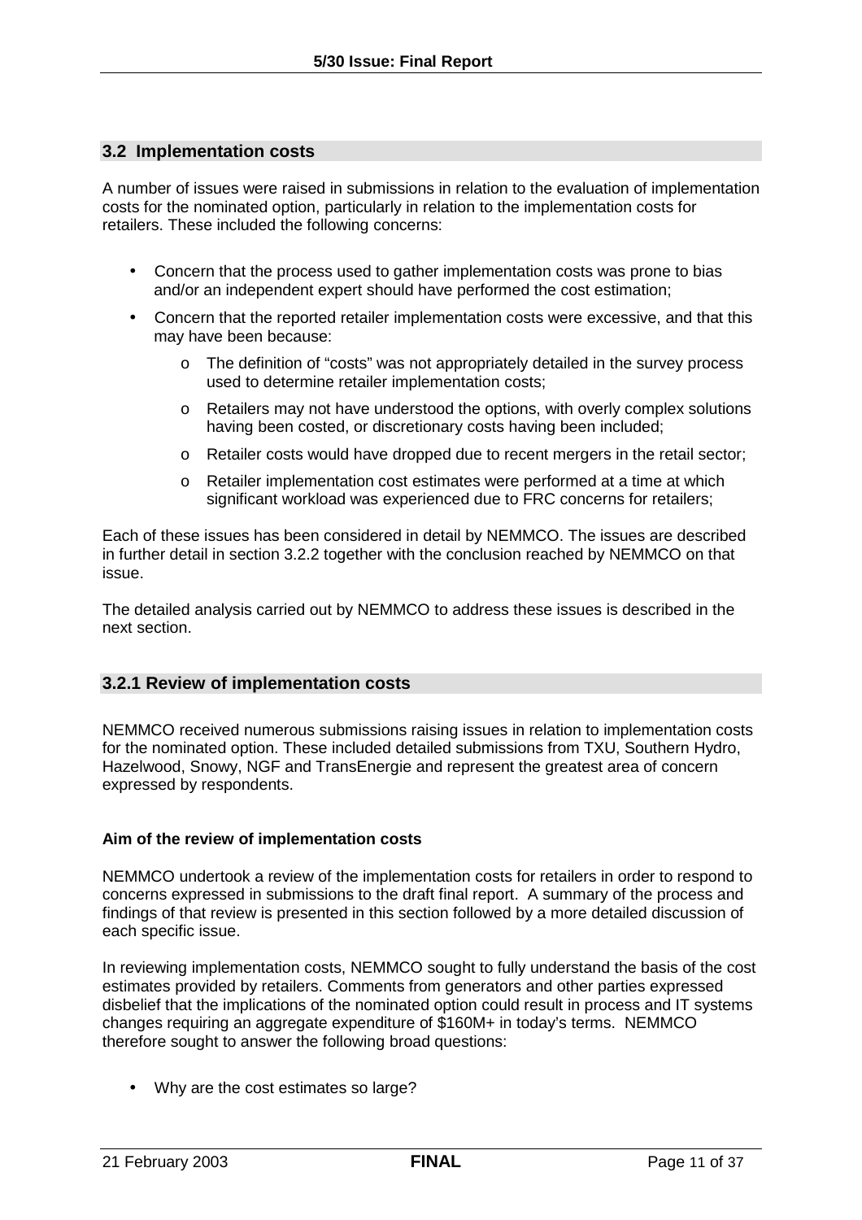## 3.2 Implementation costs

A number of issues were raised in submissions in relation to the evaluation of implementation costs for the nominated option, particularly in relation to the implementation costs for retailers. These included the following concerns:

- Concern that the process used to gather implementation costs was prone to bias and/or an independent expert should have performed the cost estimation;
- Concern that the reported retailer implementation costs were excessive, and that this may have been because:
  - The definition of "costs" was not appropriately detailed in the survey process used to determine retailer implementation costs;
  - Retailers may not have understood the options, with overly complex solutions having been costed, or discretionary costs having been included;
  - Retailer costs would have dropped due to recent mergers in the retail sector;
  - Retailer implementation cost estimates were performed at a time at which significant workload was experienced due to FRC concerns for retailers;

Each of these issues has been considered in detail by NEMMCO. The issues are described in further detail in section 3.2.2 together with the conclusion reached by NEMMCO on that issue.

The detailed analysis carried out by NEMMCO to address these issues is described in the next section.

### 3.2.1 Review of implementation costs

NEMMCO received numerous submissions raising issues in relation to implementation costs for the nominated option. These included detailed submissions from TXU, Southern Hydro, Hazelwood, Snowy, NGF and TransEnergie and represent the greatest area of concern expressed by respondents.

**Aim of the review of implementation costs**

NEMMCO undertook a review of the implementation costs for retailers in order to respond to concerns expressed in submissions to the draft final report. A summary of the process and findings of that review is presented in this section followed by a more detailed discussion of each specific issue.

In reviewing implementation costs, NEMMCO sought to fully understand the basis of the cost estimates provided by retailers. Comments from generators and other parties expressed disbelief that the implications of the nominated option could result in process and IT systems changes requiring an aggregate expenditure of $160M+ in today's terms. NEMMCO therefore sought to answer the following broad questions:

- Why are the cost estimates so large?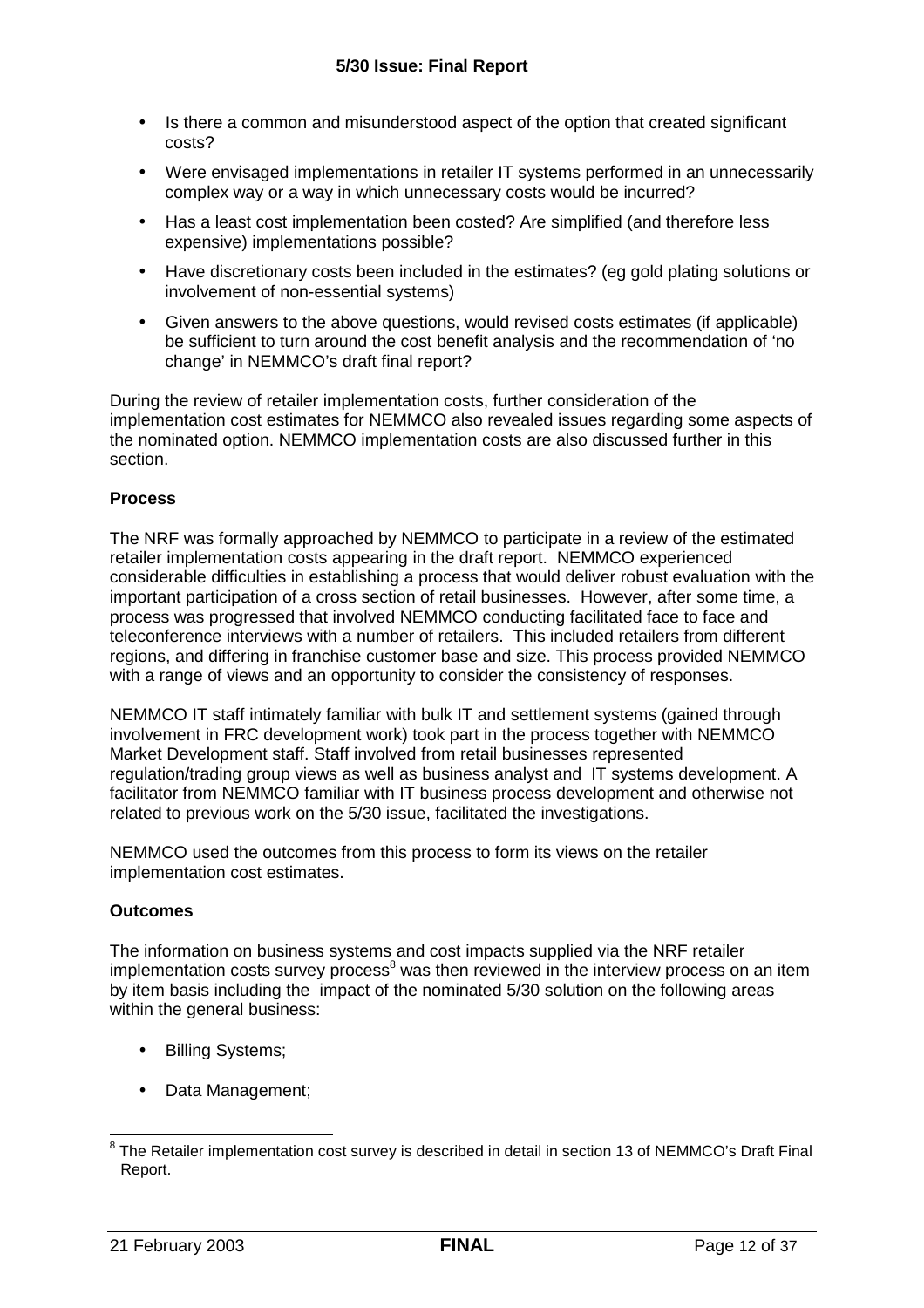- Is there a common and misunderstood aspect of the option that created significant costs?
- Were envisaged implementations in retailer IT systems performed in an unnecessarily complex way or a way in which unnecessary costs would be incurred?
- Has a least cost implementation been costed? Are simplified (and therefore less expensive) implementations possible?
- Have discretionary costs been included in the estimates? (eg gold plating solutions or involvement of non-essential systems)
- Given answers to the above questions, would revised costs estimates (if applicable) be sufficient to turn around the cost benefit analysis and the recommendation of 'no change' in NEMMCO's draft final report?

During the review of retailer implementation costs, further consideration of the implementation cost estimates for NEMMCO also revealed issues regarding some aspects of the nominated option. NEMMCO implementation costs are also discussed further in this section.

**Process**

The NRF was formally approached by NEMMCO to participate in a review of the estimated retailer implementation costs appearing in the draft report. NEMMCO experienced considerable difficulties in establishing a process that would deliver robust evaluation with the important participation of a cross section of retail businesses. However, after some time, a process was progressed that involved NEMMCO conducting facilitated face to face and teleconference interviews with a number of retailers. This included retailers from different regions, and differing in franchise customer base and size. This process provided NEMMCO with a range of views and an opportunity to consider the consistency of responses.

NEMMCO IT staff intimately familiar with bulk IT and settlement systems (gained through involvement in FRC development work) took part in the process together with NEMMCO Market Development staff. Staff involved from retail businesses represented regulation/trading group views as well as business analyst and IT systems development. A facilitator from NEMMCO familiar with IT business process development and otherwise not related to previous work on the 5/30 issue, facilitated the investigations.

NEMMCO used the outcomes from this process to form its views on the retailer implementation cost estimates.

**Outcomes**

The information on business systems and cost impacts supplied via the NRF retailer implementation costs survey process[8] was then reviewed in the interview process on an item by item basis including the impact of the nominated 5/30 solution on the following areas within the general business:

- Billing Systems;
- Data Management;

[8] The Retailer implementation cost survey is described in detail in section 13 of NEMMCO's Draft Final Report.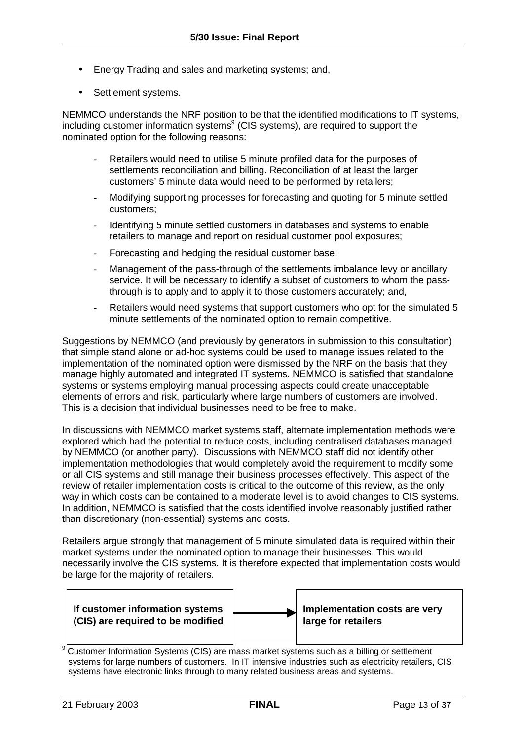- Energy Trading and sales and marketing systems; and,
- Settlement systems.

NEMMCO understands the NRF position to be that the identified modifications to IT systems, including customer information systems[9] (CIS systems), are required to support the nominated option for the following reasons:

- Retailers would need to utilise 5 minute profiled data for the purposes of settlements reconciliation and billing. Reconciliation of at least the larger customers' 5 minute data would need to be performed by retailers;
- Modifying supporting processes for forecasting and quoting for 5 minute settled customers;
- Identifying 5 minute settled customers in databases and systems to enable retailers to manage and report on residual customer pool exposures;
- Forecasting and hedging the residual customer base;
- Management of the pass-through of the settlements imbalance levy or ancillary service. It will be necessary to identify a subset of customers to whom the pass-through is to apply and to apply it to those customers accurately; and,
- Retailers would need systems that support customers who opt for the simulated 5 minute settlements of the nominated option to remain competitive.

Suggestions by NEMMCO (and previously by generators in submission to this consultation) that simple stand alone or ad-hoc systems could be used to manage issues related to the implementation of the nominated option were dismissed by the NRF on the basis that they manage highly automated and integrated IT systems. NEMMCO is satisfied that standalone systems or systems employing manual processing aspects could create unacceptable elements of errors and risk, particularly where large numbers of customers are involved. This is a decision that individual businesses need to be free to make.

In discussions with NEMMCO market systems staff, alternate implementation methods were explored which had the potential to reduce costs, including centralised databases managed by NEMMCO (or another party). Discussions with NEMMCO staff did not identify other implementation methodologies that would completely avoid the requirement to modify some or all CIS systems and still manage their business processes effectively. This aspect of the review of retailer implementation costs is critical to the outcome of this review, as the only way in which costs can be contained to a moderate level is to avoid changes to CIS systems. In addition, NEMMCO is satisfied that the costs identified involve reasonably justified rather than discretionary (non-essential) systems and costs.

Retailers argue strongly that management of 5 minute simulated data is required within their market systems under the nominated option to manage their businesses. This would necessarily involve the CIS systems. It is therefore expected that implementation costs would be large for the majority of retailers.

**If customer information systems (CIS) are required to be modified** → **Implementation costs are very large for retailers**

[9] Customer Information Systems (CIS) are mass market systems such as a billing or settlement systems for large numbers of customers. In IT intensive industries such as electricity retailers, CIS systems have electronic links through to many related business areas and systems.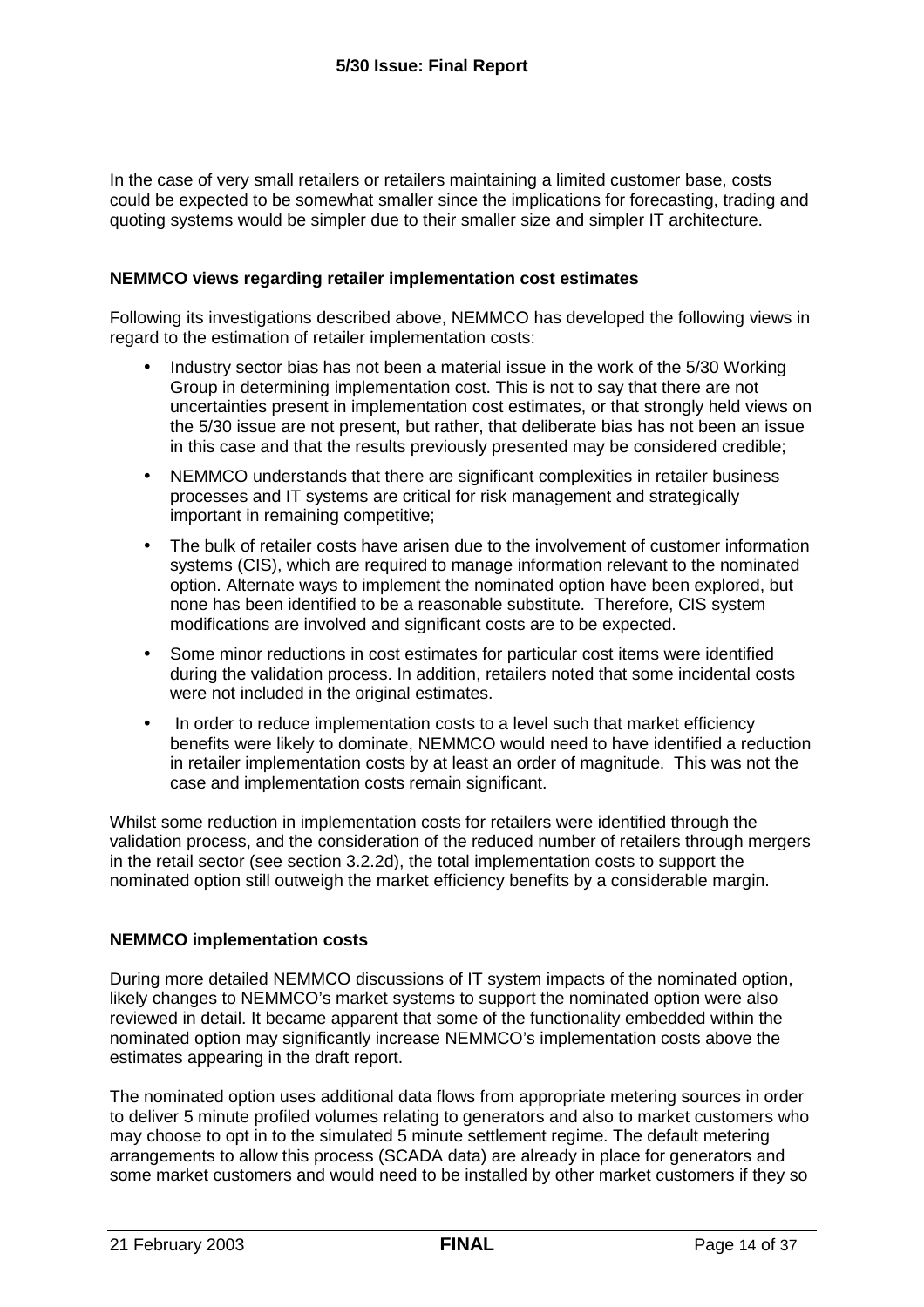In the case of very small retailers or retailers maintaining a limited customer base, costs could be expected to be somewhat smaller since the implications for forecasting, trading and quoting systems would be simpler due to their smaller size and simpler IT architecture.

**NEMMCO views regarding retailer implementation cost estimates**

Following its investigations described above, NEMMCO has developed the following views in regard to the estimation of retailer implementation costs:

- Industry sector bias has not been a material issue in the work of the 5/30 Working Group in determining implementation cost. This is not to say that there are not uncertainties present in implementation cost estimates, or that strongly held views on the 5/30 issue are not present, but rather, that deliberate bias has not been an issue in this case and that the results previously presented may be considered credible;
- NEMMCO understands that there are significant complexities in retailer business processes and IT systems are critical for risk management and strategically important in remaining competitive;
- The bulk of retailer costs have arisen due to the involvement of customer information systems (CIS), which are required to manage information relevant to the nominated option. Alternate ways to implement the nominated option have been explored, but none has been identified to be a reasonable substitute. Therefore, CIS system modifications are involved and significant costs are to be expected.
- Some minor reductions in cost estimates for particular cost items were identified during the validation process. In addition, retailers noted that some incidental costs were not included in the original estimates.
- In order to reduce implementation costs to a level such that market efficiency benefits were likely to dominate, NEMMCO would need to have identified a reduction in retailer implementation costs by at least an order of magnitude. This was not the case and implementation costs remain significant.

Whilst some reduction in implementation costs for retailers were identified through the validation process, and the consideration of the reduced number of retailers through mergers in the retail sector (see section 3.2.2d), the total implementation costs to support the nominated option still outweigh the market efficiency benefits by a considerable margin.

**NEMMCO implementation costs**

During more detailed NEMMCO discussions of IT system impacts of the nominated option, likely changes to NEMMCO's market systems to support the nominated option were also reviewed in detail. It became apparent that some of the functionality embedded within the nominated option may significantly increase NEMMCO's implementation costs above the estimates appearing in the draft report.

The nominated option uses additional data flows from appropriate metering sources in order to deliver 5 minute profiled volumes relating to generators and also to market customers who may choose to opt in to the simulated 5 minute settlement regime. The default metering arrangements to allow this process (SCADA data) are already in place for generators and some market customers and would need to be installed by other market customers if they so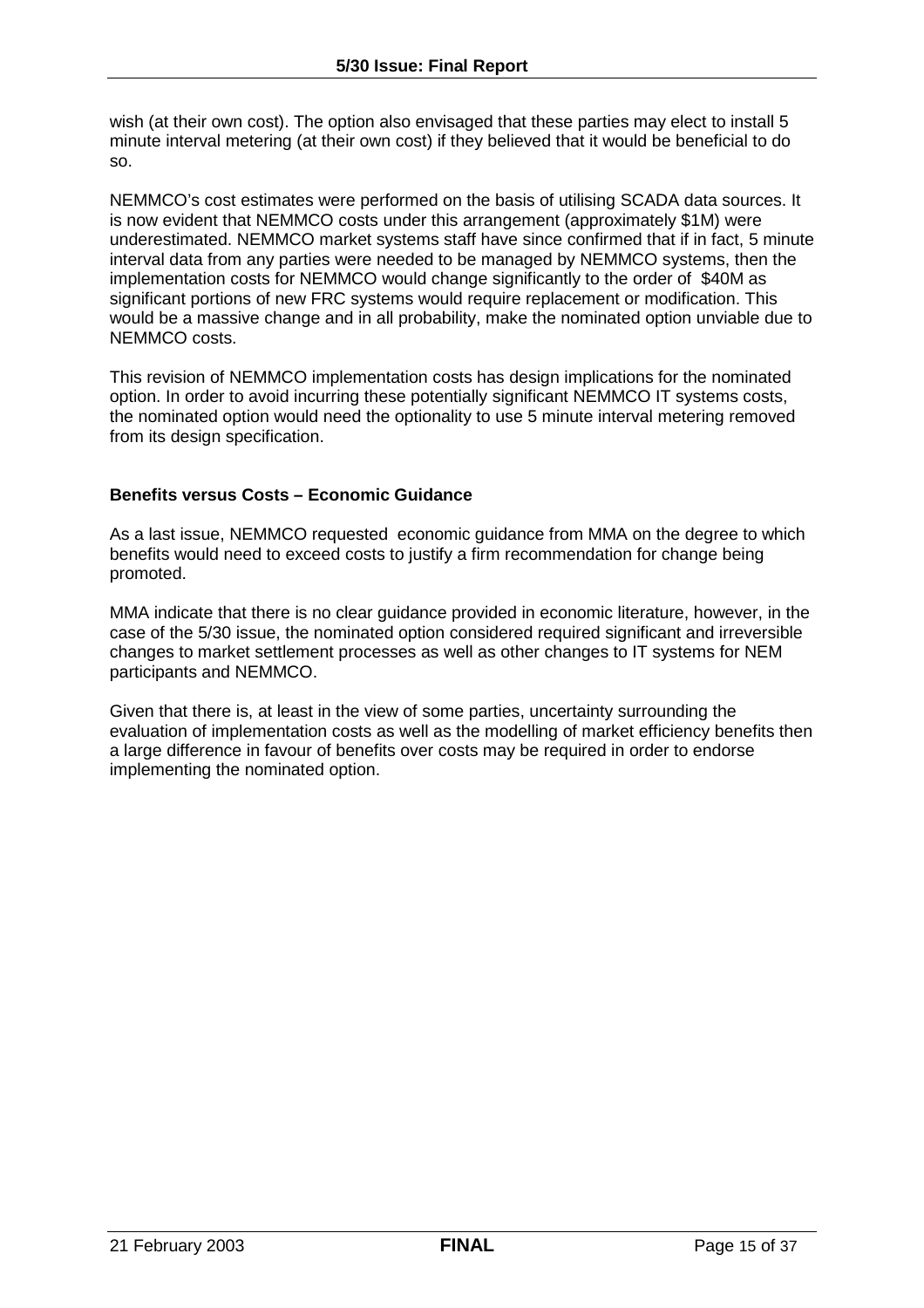wish (at their own cost). The option also envisaged that these parties may elect to install 5 minute interval metering (at their own cost) if they believed that it would be beneficial to do so.

NEMMCO's cost estimates were performed on the basis of utilising SCADA data sources. It is now evident that NEMMCO costs under this arrangement (approximately $1M) were underestimated. NEMMCO market systems staff have since confirmed that if in fact, 5 minute interval data from any parties were needed to be managed by NEMMCO systems, then the implementation costs for NEMMCO would change significantly to the order of $40M as significant portions of new FRC systems would require replacement or modification. This would be a massive change and in all probability, make the nominated option unviable due to NEMMCO costs.

This revision of NEMMCO implementation costs has design implications for the nominated option. In order to avoid incurring these potentially significant NEMMCO IT systems costs, the nominated option would need the optionality to use 5 minute interval metering removed from its design specification.

**Benefits versus Costs – Economic Guidance**

As a last issue, NEMMCO requested economic guidance from MMA on the degree to which benefits would need to exceed costs to justify a firm recommendation for change being promoted.

MMA indicate that there is no clear guidance provided in economic literature, however, in the case of the 5/30 issue, the nominated option considered required significant and irreversible changes to market settlement processes as well as other changes to IT systems for NEM participants and NEMMCO.

Given that there is, at least in the view of some parties, uncertainty surrounding the evaluation of implementation costs as well as the modelling of market efficiency benefits then a large difference in favour of benefits over costs may be required in order to endorse implementing the nominated option.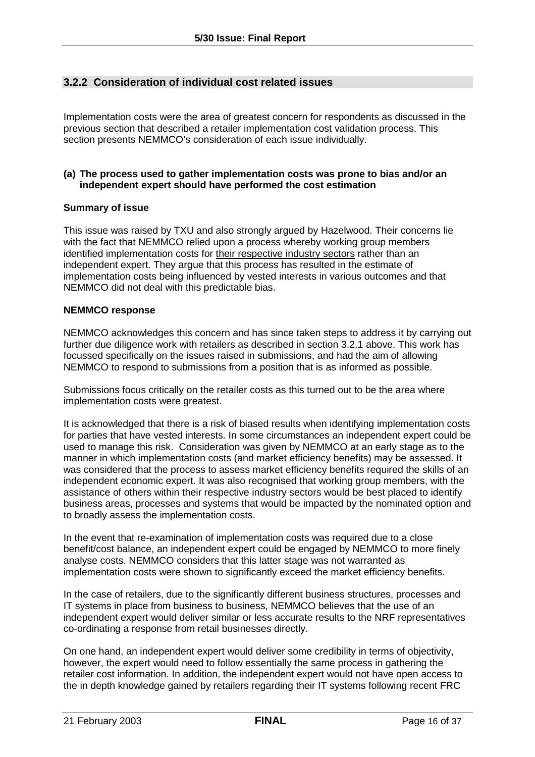### 3.2.2 Consideration of individual cost related issues

Implementation costs were the area of greatest concern for respondents as discussed in the previous section that described a retailer implementation cost validation process. This section presents NEMMCO's consideration of each issue individually.

**(a) The process used to gather implementation costs was prone to bias and/or an independent expert should have performed the cost estimation**

**Summary of issue**

This issue was raised by TXU and also strongly argued by Hazelwood. Their concerns lie with the fact that NEMMCO relied upon a process whereby <u>working group members</u> identified implementation costs for <u>their respective industry sectors</u> rather than an independent expert. They argue that this process has resulted in the estimate of implementation costs being influenced by vested interests in various outcomes and that NEMMCO did not deal with this predictable bias.

**NEMMCO response**

NEMMCO acknowledges this concern and has since taken steps to address it by carrying out further due diligence work with retailers as described in section 3.2.1 above. This work has focussed specifically on the issues raised in submissions, and had the aim of allowing NEMMCO to respond to submissions from a position that is as informed as possible.

Submissions focus critically on the retailer costs as this turned out to be the area where implementation costs were greatest.

It is acknowledged that there is a risk of biased results when identifying implementation costs for parties that have vested interests. In some circumstances an independent expert could be used to manage this risk. Consideration was given by NEMMCO at an early stage as to the manner in which implementation costs (and market efficiency benefits) may be assessed. It was considered that the process to assess market efficiency benefits required the skills of an independent economic expert. It was also recognised that working group members, with the assistance of others within their respective industry sectors would be best placed to identify business areas, processes and systems that would be impacted by the nominated option and to broadly assess the implementation costs.

In the event that re-examination of implementation costs was required due to a close benefit/cost balance, an independent expert could be engaged by NEMMCO to more finely analyse costs. NEMMCO considers that this latter stage was not warranted as implementation costs were shown to significantly exceed the market efficiency benefits.

In the case of retailers, due to the significantly different business structures, processes and IT systems in place from business to business, NEMMCO believes that the use of an independent expert would deliver similar or less accurate results to the NRF representatives co-ordinating a response from retail businesses directly.

On one hand, an independent expert would deliver some credibility in terms of objectivity, however, the expert would need to follow essentially the same process in gathering the retailer cost information. In addition, the independent expert would not have open access to the in depth knowledge gained by retailers regarding their IT systems following recent FRC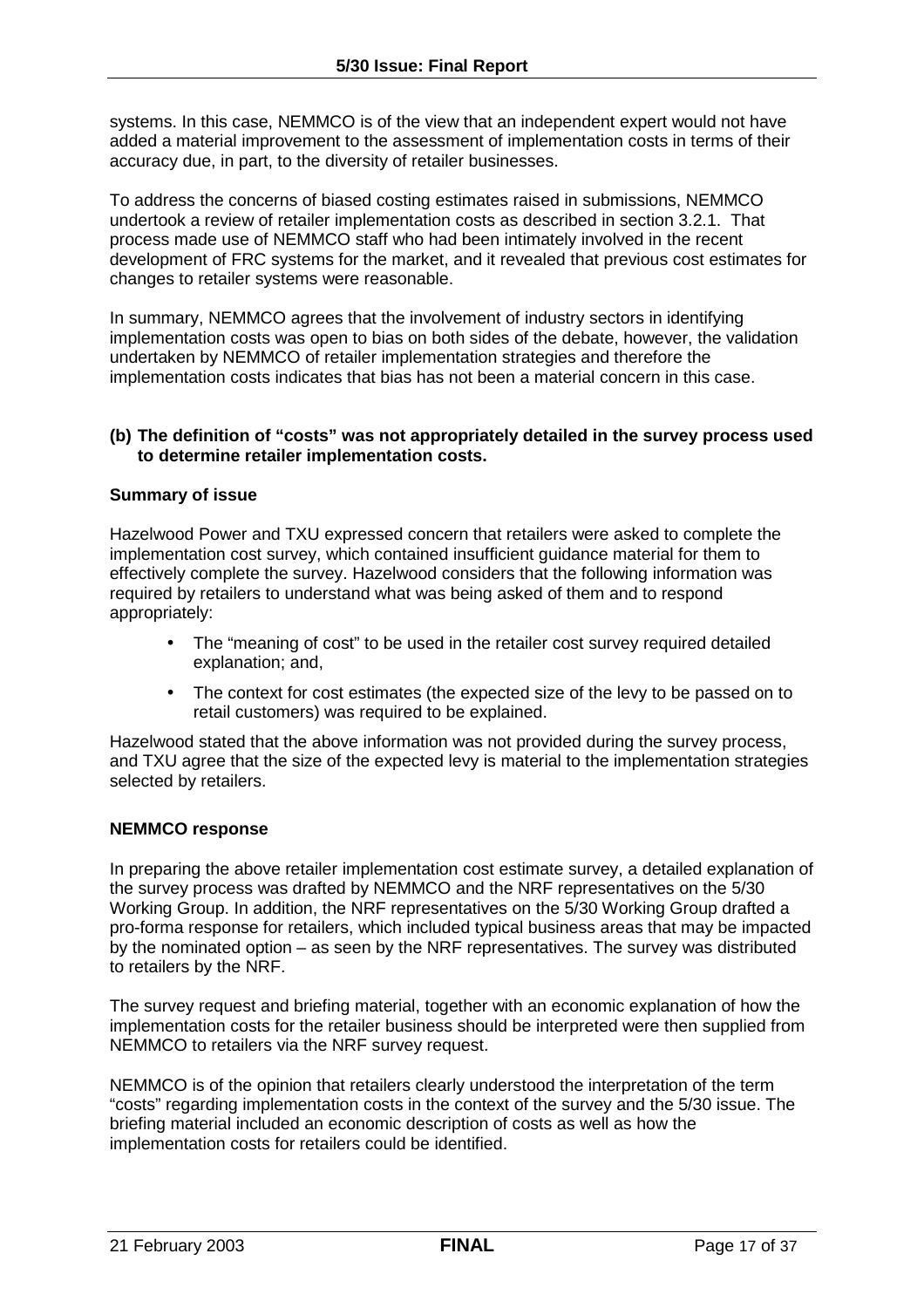systems. In this case, NEMMCO is of the view that an independent expert would not have added a material improvement to the assessment of implementation costs in terms of their accuracy due, in part, to the diversity of retailer businesses.

To address the concerns of biased costing estimates raised in submissions, NEMMCO undertook a review of retailer implementation costs as described in section 3.2.1. That process made use of NEMMCO staff who had been intimately involved in the recent development of FRC systems for the market, and it revealed that previous cost estimates for changes to retailer systems were reasonable.

In summary, NEMMCO agrees that the involvement of industry sectors in identifying implementation costs was open to bias on both sides of the debate, however, the validation undertaken by NEMMCO of retailer implementation strategies and therefore the implementation costs indicates that bias has not been a material concern in this case.

**(b) The definition of "costs" was not appropriately detailed in the survey process used to determine retailer implementation costs.**

**Summary of issue**

Hazelwood Power and TXU expressed concern that retailers were asked to complete the implementation cost survey, which contained insufficient guidance material for them to effectively complete the survey. Hazelwood considers that the following information was required by retailers to understand what was being asked of them and to respond appropriately:

- The "meaning of cost" to be used in the retailer cost survey required detailed explanation; and,
- The context for cost estimates (the expected size of the levy to be passed on to retail customers) was required to be explained.

Hazelwood stated that the above information was not provided during the survey process, and TXU agree that the size of the expected levy is material to the implementation strategies selected by retailers.

**NEMMCO response**

In preparing the above retailer implementation cost estimate survey, a detailed explanation of the survey process was drafted by NEMMCO and the NRF representatives on the 5/30 Working Group. In addition, the NRF representatives on the 5/30 Working Group drafted a pro-forma response for retailers, which included typical business areas that may be impacted by the nominated option – as seen by the NRF representatives. The survey was distributed to retailers by the NRF.

The survey request and briefing material, together with an economic explanation of how the implementation costs for the retailer business should be interpreted were then supplied from NEMMCO to retailers via the NRF survey request.

NEMMCO is of the opinion that retailers clearly understood the interpretation of the term "costs" regarding implementation costs in the context of the survey and the 5/30 issue. The briefing material included an economic description of costs as well as how the implementation costs for retailers could be identified.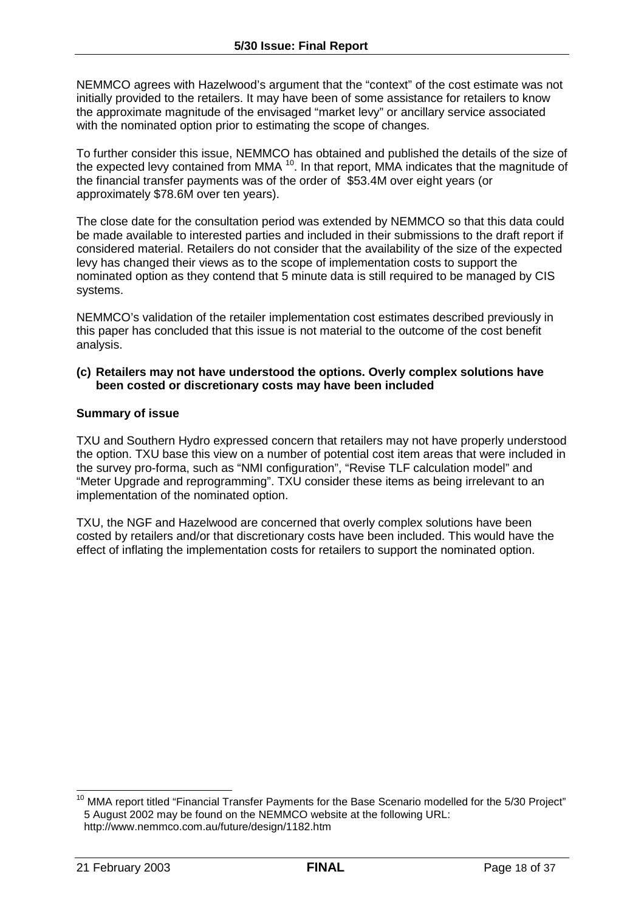NEMMCO agrees with Hazelwood's argument that the "context" of the cost estimate was not initially provided to the retailers. It may have been of some assistance for retailers to know the approximate magnitude of the envisaged "market levy" or ancillary service associated with the nominated option prior to estimating the scope of changes.

To further consider this issue, NEMMCO has obtained and published the details of the size of the expected levy contained from MMA [10]. In that report, MMA indicates that the magnitude of the financial transfer payments was of the order of $53.4M over eight years (or approximately $78.6M over ten years).

The close date for the consultation period was extended by NEMMCO so that this data could be made available to interested parties and included in their submissions to the draft report if considered material. Retailers do not consider that the availability of the size of the expected levy has changed their views as to the scope of implementation costs to support the nominated option as they contend that 5 minute data is still required to be managed by CIS systems.

NEMMCO's validation of the retailer implementation cost estimates described previously in this paper has concluded that this issue is not material to the outcome of the cost benefit analysis.

**(c) Retailers may not have understood the options. Overly complex solutions have been costed or discretionary costs may have been included**

**Summary of issue**

TXU and Southern Hydro expressed concern that retailers may not have properly understood the option. TXU base this view on a number of potential cost item areas that were included in the survey pro-forma, such as "NMI configuration", "Revise TLF calculation model" and "Meter Upgrade and reprogramming". TXU consider these items as being irrelevant to an implementation of the nominated option.

TXU, the NGF and Hazelwood are concerned that overly complex solutions have been costed by retailers and/or that discretionary costs have been included. This would have the effect of inflating the implementation costs for retailers to support the nominated option.

[10] MMA report titled "Financial Transfer Payments for the Base Scenario modelled for the 5/30 Project" 5 August 2002 may be found on the NEMMCO website at the following URL: http://www.nemmco.com.au/future/design/1182.htm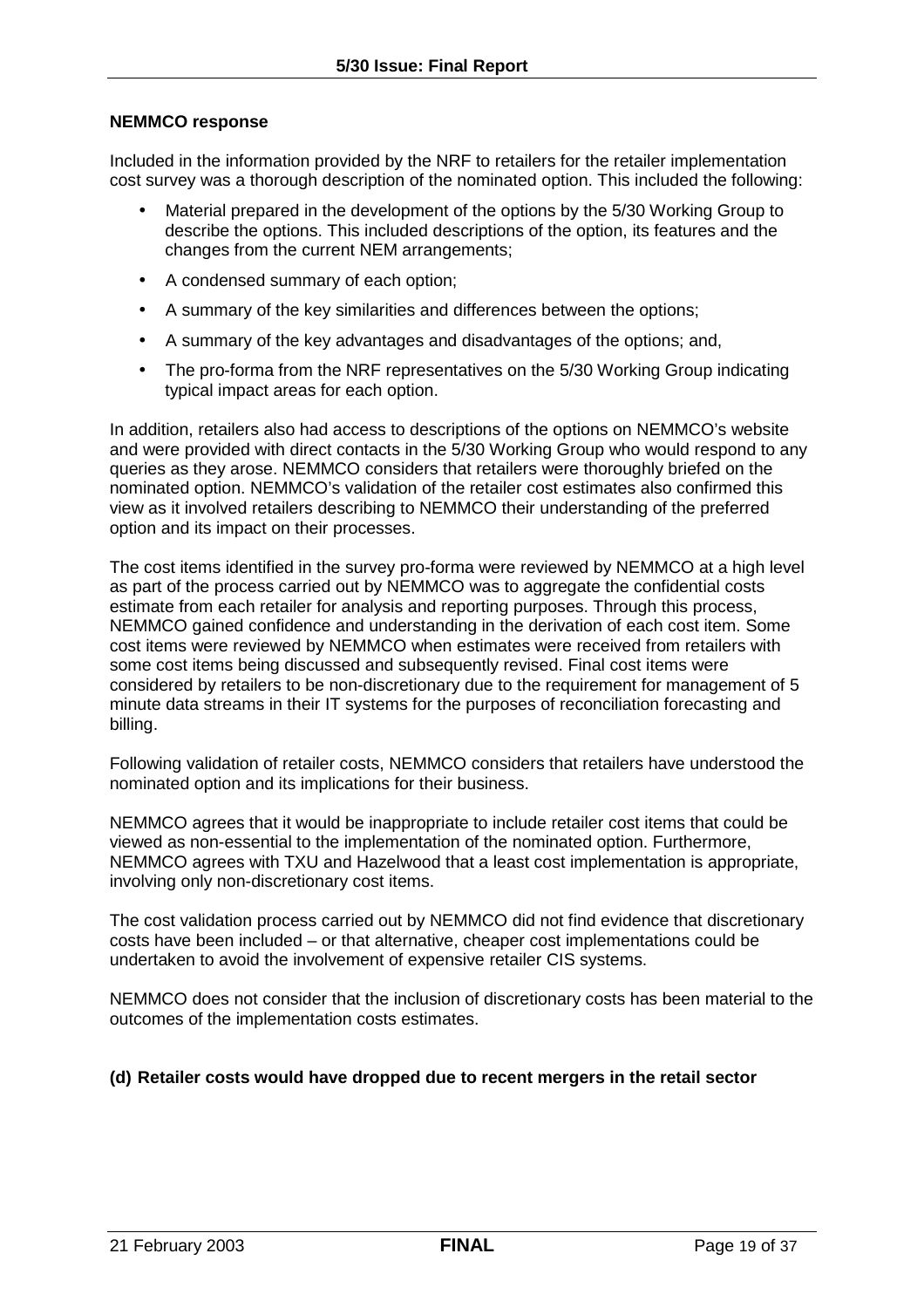**NEMMCO response**

Included in the information provided by the NRF to retailers for the retailer implementation cost survey was a thorough description of the nominated option. This included the following:

- Material prepared in the development of the options by the 5/30 Working Group to describe the options. This included descriptions of the option, its features and the changes from the current NEM arrangements;
- A condensed summary of each option;
- A summary of the key similarities and differences between the options;
- A summary of the key advantages and disadvantages of the options; and,
- The pro-forma from the NRF representatives on the 5/30 Working Group indicating typical impact areas for each option.

In addition, retailers also had access to descriptions of the options on NEMMCO's website and were provided with direct contacts in the 5/30 Working Group who would respond to any queries as they arose. NEMMCO considers that retailers were thoroughly briefed on the nominated option. NEMMCO's validation of the retailer cost estimates also confirmed this view as it involved retailers describing to NEMMCO their understanding of the preferred option and its impact on their processes.

The cost items identified in the survey pro-forma were reviewed by NEMMCO at a high level as part of the process carried out by NEMMCO was to aggregate the confidential costs estimate from each retailer for analysis and reporting purposes. Through this process, NEMMCO gained confidence and understanding in the derivation of each cost item. Some cost items were reviewed by NEMMCO when estimates were received from retailers with some cost items being discussed and subsequently revised. Final cost items were considered by retailers to be non-discretionary due to the requirement for management of 5 minute data streams in their IT systems for the purposes of reconciliation forecasting and billing.

Following validation of retailer costs, NEMMCO considers that retailers have understood the nominated option and its implications for their business.

NEMMCO agrees that it would be inappropriate to include retailer cost items that could be viewed as non-essential to the implementation of the nominated option. Furthermore, NEMMCO agrees with TXU and Hazelwood that a least cost implementation is appropriate, involving only non-discretionary cost items.

The cost validation process carried out by NEMMCO did not find evidence that discretionary costs have been included – or that alternative, cheaper cost implementations could be undertaken to avoid the involvement of expensive retailer CIS systems.

NEMMCO does not consider that the inclusion of discretionary costs has been material to the outcomes of the implementation costs estimates.

**(d) Retailer costs would have dropped due to recent mergers in the retail sector**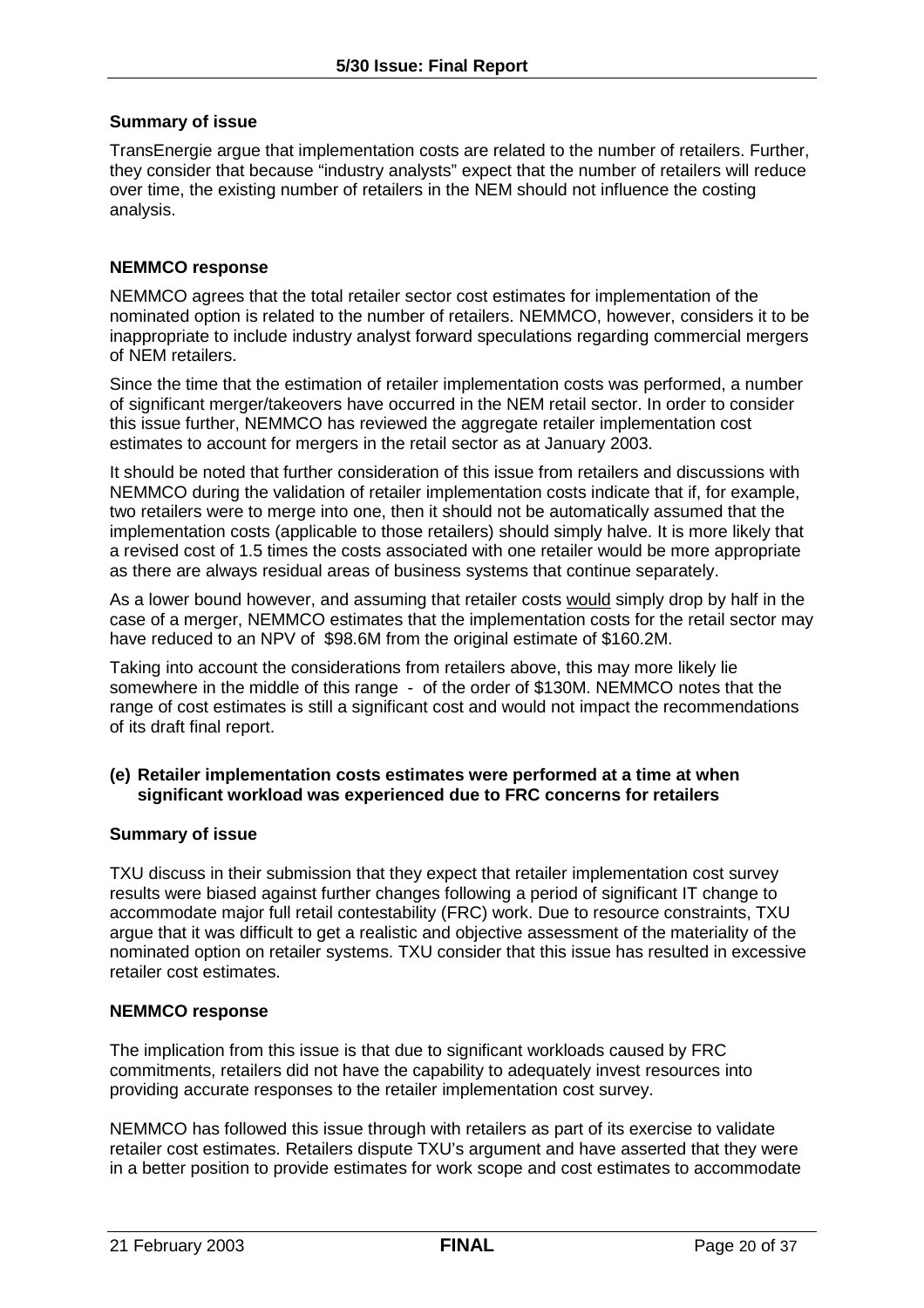**Summary of issue**

TransEnergie argue that implementation costs are related to the number of retailers. Further, they consider that because "industry analysts" expect that the number of retailers will reduce over time, the existing number of retailers in the NEM should not influence the costing analysis.

**NEMMCO response**

NEMMCO agrees that the total retailer sector cost estimates for implementation of the nominated option is related to the number of retailers. NEMMCO, however, considers it to be inappropriate to include industry analyst forward speculations regarding commercial mergers of NEM retailers.

Since the time that the estimation of retailer implementation costs was performed, a number of significant merger/takeovers have occurred in the NEM retail sector. In order to consider this issue further, NEMMCO has reviewed the aggregate retailer implementation cost estimates to account for mergers in the retail sector as at January 2003.

It should be noted that further consideration of this issue from retailers and discussions with NEMMCO during the validation of retailer implementation costs indicate that if, for example, two retailers were to merge into one, then it should not be automatically assumed that the implementation costs (applicable to those retailers) should simply halve. It is more likely that a revised cost of 1.5 times the costs associated with one retailer would be more appropriate as there are always residual areas of business systems that continue separately.

As a lower bound however, and assuming that retailer costs <u>would</u> simply drop by half in the case of a merger, NEMMCO estimates that the implementation costs for the retail sector may have reduced to an NPV of $98.6M from the original estimate of $160.2M.

Taking into account the considerations from retailers above, this may more likely lie somewhere in the middle of this range - of the order of $130M. NEMMCO notes that the range of cost estimates is still a significant cost and would not impact the recommendations of its draft final report.

**(e) Retailer implementation costs estimates were performed at a time at when significant workload was experienced due to FRC concerns for retailers**

**Summary of issue**

TXU discuss in their submission that they expect that retailer implementation cost survey results were biased against further changes following a period of significant IT change to accommodate major full retail contestability (FRC) work. Due to resource constraints, TXU argue that it was difficult to get a realistic and objective assessment of the materiality of the nominated option on retailer systems. TXU consider that this issue has resulted in excessive retailer cost estimates.

**NEMMCO response**

The implication from this issue is that due to significant workloads caused by FRC commitments, retailers did not have the capability to adequately invest resources into providing accurate responses to the retailer implementation cost survey.

NEMMCO has followed this issue through with retailers as part of its exercise to validate retailer cost estimates. Retailers dispute TXU's argument and have asserted that they were in a better position to provide estimates for work scope and cost estimates to accommodate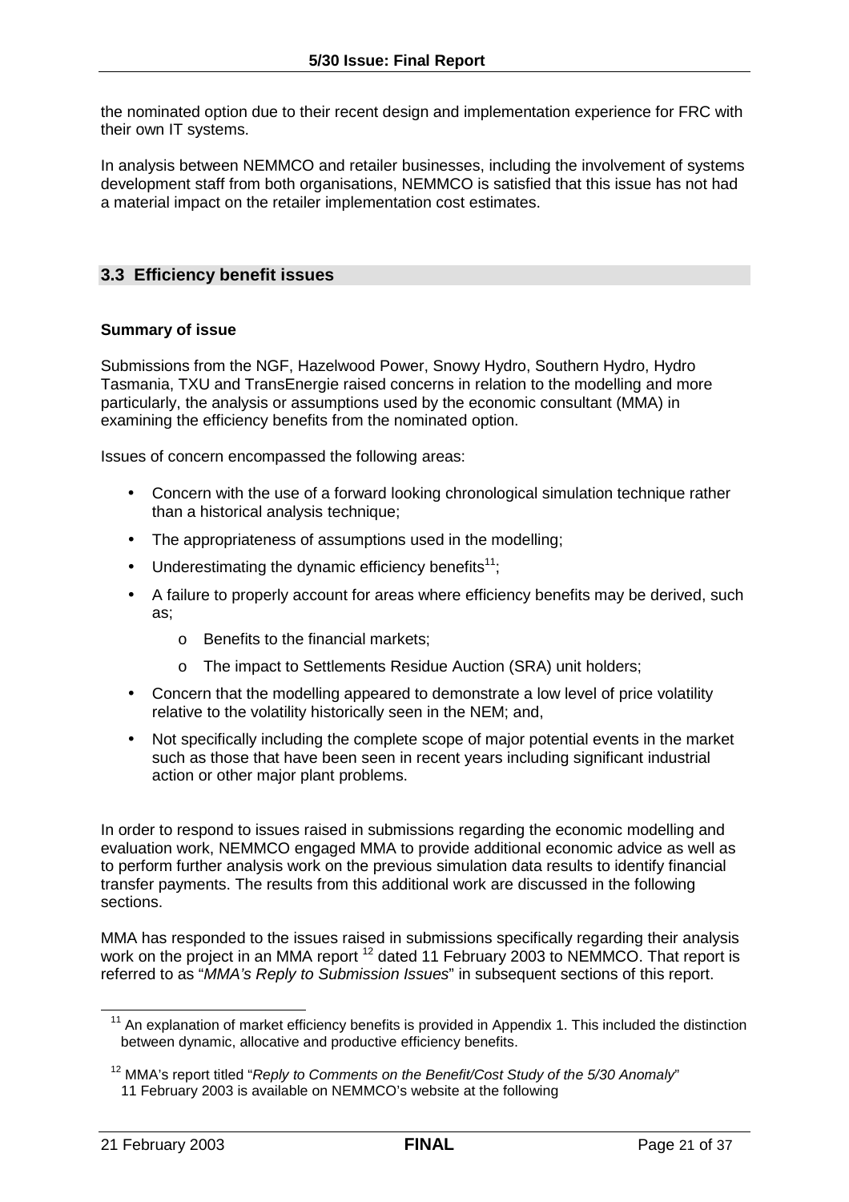the nominated option due to their recent design and implementation experience for FRC with their own IT systems.

In analysis between NEMMCO and retailer businesses, including the involvement of systems development staff from both organisations, NEMMCO is satisfied that this issue has not had a material impact on the retailer implementation cost estimates.

## 3.3 Efficiency benefit issues

**Summary of issue**

Submissions from the NGF, Hazelwood Power, Snowy Hydro, Southern Hydro, Hydro Tasmania, TXU and TransEnergie raised concerns in relation to the modelling and more particularly, the analysis or assumptions used by the economic consultant (MMA) in examining the efficiency benefits from the nominated option.

Issues of concern encompassed the following areas:

- Concern with the use of a forward looking chronological simulation technique rather than a historical analysis technique;
- The appropriateness of assumptions used in the modelling;
- Underestimating the dynamic efficiency benefits[11];
- A failure to properly account for areas where efficiency benefits may be derived, such as;
  - Benefits to the financial markets;
  - The impact to Settlements Residue Auction (SRA) unit holders;
- Concern that the modelling appeared to demonstrate a low level of price volatility relative to the volatility historically seen in the NEM; and,
- Not specifically including the complete scope of major potential events in the market such as those that have been seen in recent years including significant industrial action or other major plant problems.

In order to respond to issues raised in submissions regarding the economic modelling and evaluation work, NEMMCO engaged MMA to provide additional economic advice as well as to perform further analysis work on the previous simulation data results to identify financial transfer payments. The results from this additional work are discussed in the following sections.

MMA has responded to the issues raised in submissions specifically regarding their analysis work on the project in an MMA report [12] dated 11 February 2003 to NEMMCO. That report is referred to as "*MMA's Reply to Submission Issues*" in subsequent sections of this report.

[11] An explanation of market efficiency benefits is provided in Appendix 1. This included the distinction between dynamic, allocative and productive efficiency benefits.

[12] MMA's report titled "*Reply to Comments on the Benefit/Cost Study of the 5/30 Anomaly*" 11 February 2003 is available on NEMMCO's website at the following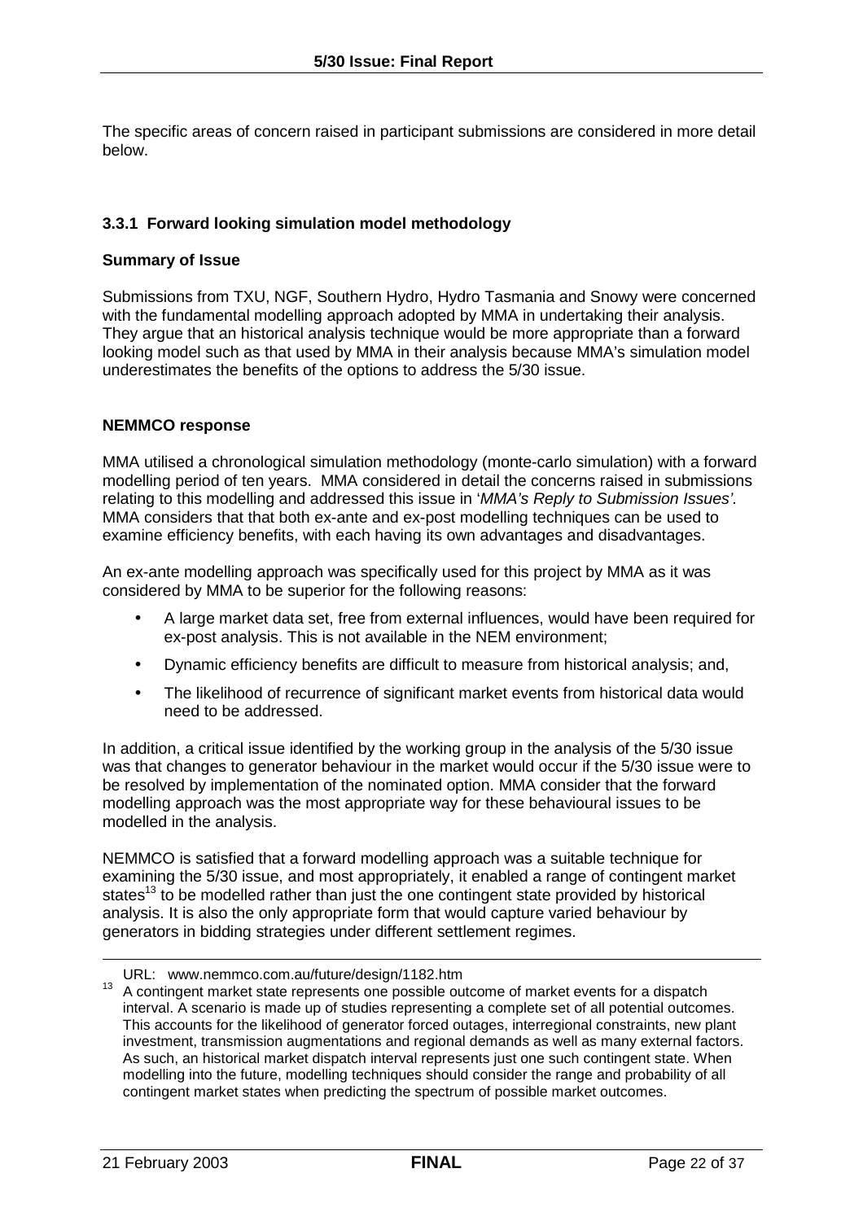The specific areas of concern raised in participant submissions are considered in more detail below.

### 3.3.1 Forward looking simulation model methodology

**Summary of Issue**

Submissions from TXU, NGF, Southern Hydro, Hydro Tasmania and Snowy were concerned with the fundamental modelling approach adopted by MMA in undertaking their analysis. They argue that an historical analysis technique would be more appropriate than a forward looking model such as that used by MMA in their analysis because MMA's simulation model underestimates the benefits of the options to address the 5/30 issue.

**NEMMCO response**

MMA utilised a chronological simulation methodology (monte-carlo simulation) with a forward modelling period of ten years. MMA considered in detail the concerns raised in submissions relating to this modelling and addressed this issue in '*MMA's Reply to Submission Issues'*. MMA considers that that both ex-ante and ex-post modelling techniques can be used to examine efficiency benefits, with each having its own advantages and disadvantages.

An ex-ante modelling approach was specifically used for this project by MMA as it was considered by MMA to be superior for the following reasons:

- A large market data set, free from external influences, would have been required for ex-post analysis. This is not available in the NEM environment;
- Dynamic efficiency benefits are difficult to measure from historical analysis; and,
- The likelihood of recurrence of significant market events from historical data would need to be addressed.

In addition, a critical issue identified by the working group in the analysis of the 5/30 issue was that changes to generator behaviour in the market would occur if the 5/30 issue were to be resolved by implementation of the nominated option. MMA consider that the forward modelling approach was the most appropriate way for these behavioural issues to be modelled in the analysis.

NEMMCO is satisfied that a forward modelling approach was a suitable technique for examining the 5/30 issue, and most appropriately, it enabled a range of contingent market states[13] to be modelled rather than just the one contingent state provided by historical analysis. It is also the only appropriate form that would capture varied behaviour by generators in bidding strategies under different settlement regimes.

---

URL: www.nemmco.com.au/future/design/1182.htm

[13] A contingent market state represents one possible outcome of market events for a dispatch interval. A scenario is made up of studies representing a complete set of all potential outcomes. This accounts for the likelihood of generator forced outages, interregional constraints, new plant investment, transmission augmentations and regional demands as well as many external factors. As such, an historical market dispatch interval represents just one such contingent state. When modelling into the future, modelling techniques should consider the range and probability of all contingent market states when predicting the spectrum of possible market outcomes.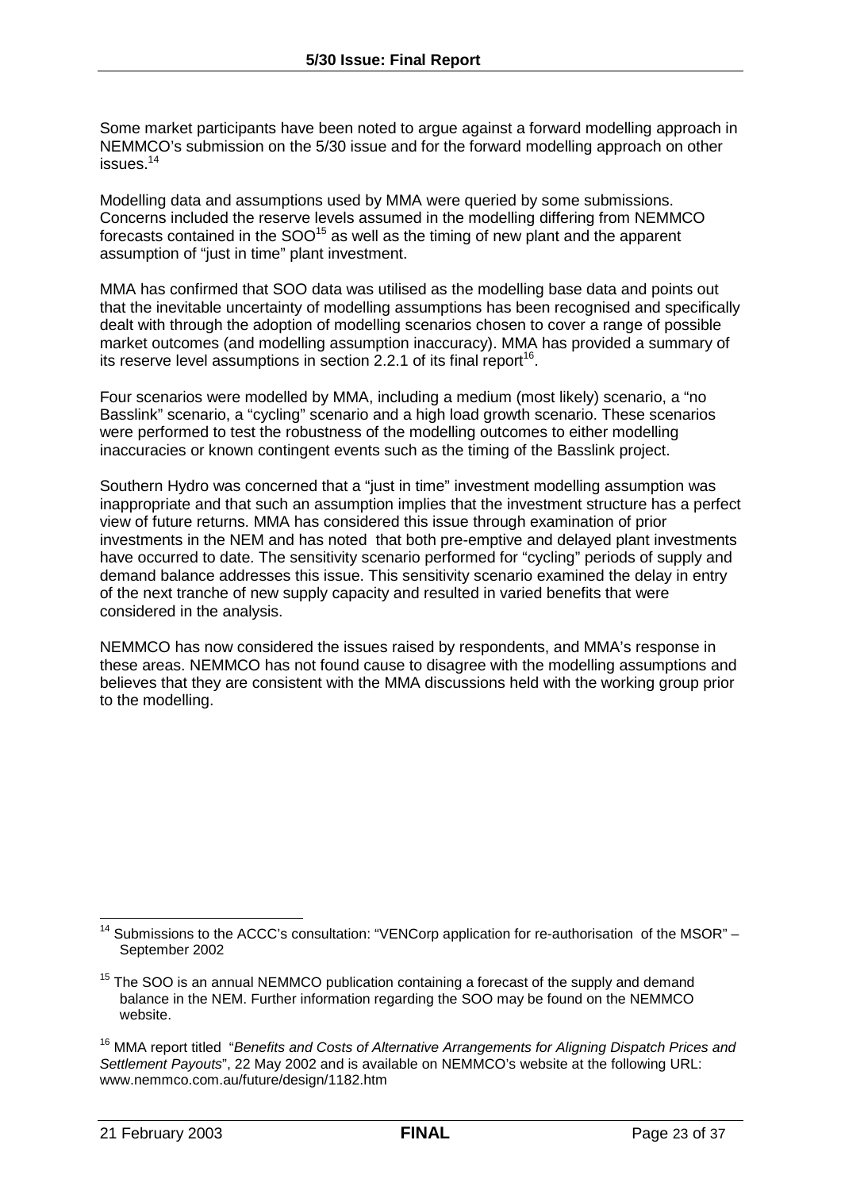Some market participants have been noted to argue against a forward modelling approach in NEMMCO's submission on the 5/30 issue and for the forward modelling approach on other issues.[14]

Modelling data and assumptions used by MMA were queried by some submissions. Concerns included the reserve levels assumed in the modelling differing from NEMMCO forecasts contained in the SOO[15] as well as the timing of new plant and the apparent assumption of "just in time" plant investment.

MMA has confirmed that SOO data was utilised as the modelling base data and points out that the inevitable uncertainty of modelling assumptions has been recognised and specifically dealt with through the adoption of modelling scenarios chosen to cover a range of possible market outcomes (and modelling assumption inaccuracy). MMA has provided a summary of its reserve level assumptions in section 2.2.1 of its final report[16].

Four scenarios were modelled by MMA, including a medium (most likely) scenario, a "no Basslink" scenario, a "cycling" scenario and a high load growth scenario. These scenarios were performed to test the robustness of the modelling outcomes to either modelling inaccuracies or known contingent events such as the timing of the Basslink project.

Southern Hydro was concerned that a "just in time" investment modelling assumption was inappropriate and that such an assumption implies that the investment structure has a perfect view of future returns. MMA has considered this issue through examination of prior investments in the NEM and has noted that both pre-emptive and delayed plant investments have occurred to date. The sensitivity scenario performed for "cycling" periods of supply and demand balance addresses this issue. This sensitivity scenario examined the delay in entry of the next tranche of new supply capacity and resulted in varied benefits that were considered in the analysis.

NEMMCO has now considered the issues raised by respondents, and MMA's response in these areas. NEMMCO has not found cause to disagree with the modelling assumptions and believes that they are consistent with the MMA discussions held with the working group prior to the modelling.

---

[14] Submissions to the ACCC's consultation: "VENCorp application for re-authorisation of the MSOR" – September 2002

[15] The SOO is an annual NEMMCO publication containing a forecast of the supply and demand balance in the NEM. Further information regarding the SOO may be found on the NEMMCO website.

[16] MMA report titled "*Benefits and Costs of Alternative Arrangements for Aligning Dispatch Prices and Settlement Payouts*", 22 May 2002 and is available on NEMMCO's website at the following URL: www.nemmco.com.au/future/design/1182.htm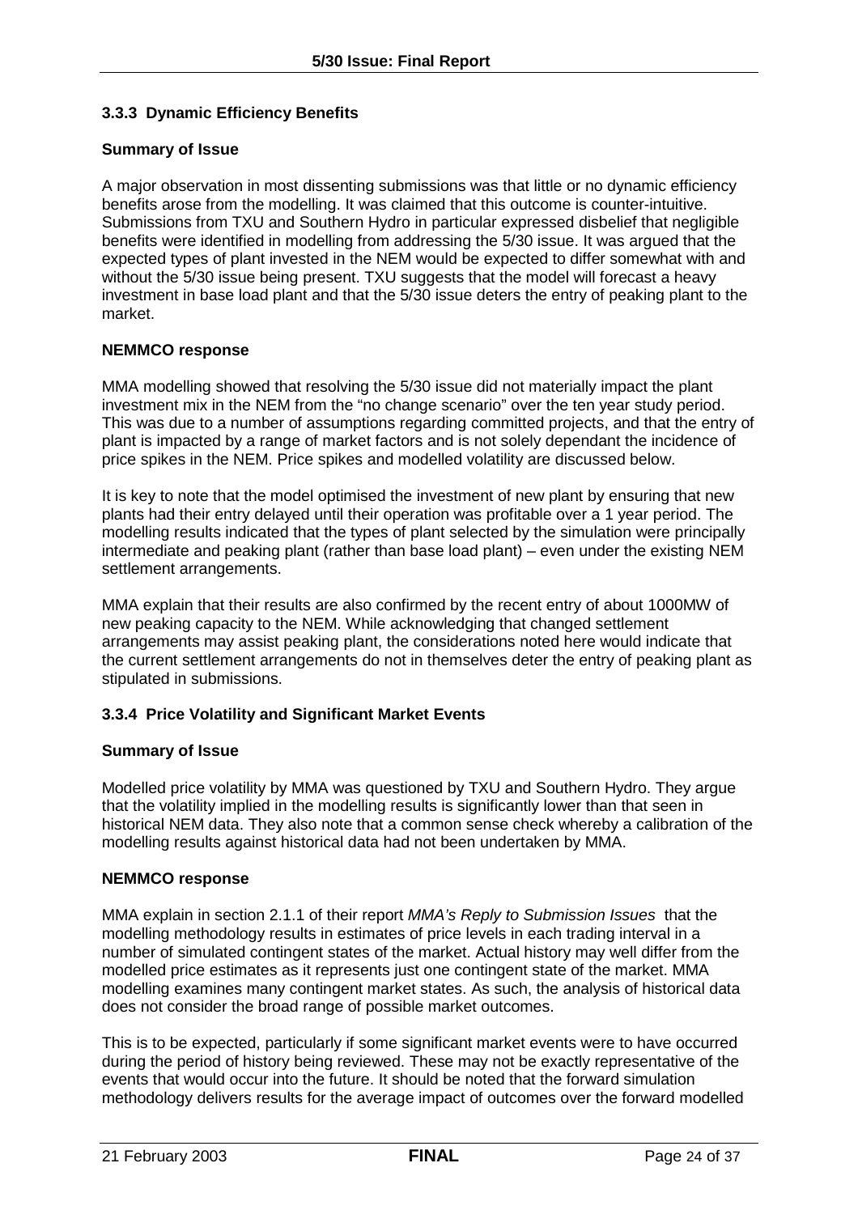### 3.3.3 Dynamic Efficiency Benefits

**Summary of Issue**

A major observation in most dissenting submissions was that little or no dynamic efficiency benefits arose from the modelling. It was claimed that this outcome is counter-intuitive. Submissions from TXU and Southern Hydro in particular expressed disbelief that negligible benefits were identified in modelling from addressing the 5/30 issue. It was argued that the expected types of plant invested in the NEM would be expected to differ somewhat with and without the 5/30 issue being present. TXU suggests that the model will forecast a heavy investment in base load plant and that the 5/30 issue deters the entry of peaking plant to the market.

**NEMMCO response**

MMA modelling showed that resolving the 5/30 issue did not materially impact the plant investment mix in the NEM from the "no change scenario" over the ten year study period. This was due to a number of assumptions regarding committed projects, and that the entry of plant is impacted by a range of market factors and is not solely dependant the incidence of price spikes in the NEM. Price spikes and modelled volatility are discussed below.

It is key to note that the model optimised the investment of new plant by ensuring that new plants had their entry delayed until their operation was profitable over a 1 year period. The modelling results indicated that the types of plant selected by the simulation were principally intermediate and peaking plant (rather than base load plant) – even under the existing NEM settlement arrangements.

MMA explain that their results are also confirmed by the recent entry of about 1000MW of new peaking capacity to the NEM. While acknowledging that changed settlement arrangements may assist peaking plant, the considerations noted here would indicate that the current settlement arrangements do not in themselves deter the entry of peaking plant as stipulated in submissions.

### 3.3.4 Price Volatility and Significant Market Events

**Summary of Issue**

Modelled price volatility by MMA was questioned by TXU and Southern Hydro. They argue that the volatility implied in the modelling results is significantly lower than that seen in historical NEM data. They also note that a common sense check whereby a calibration of the modelling results against historical data had not been undertaken by MMA.

**NEMMCO response**

MMA explain in section 2.1.1 of their report *MMA's Reply to Submission Issues* that the modelling methodology results in estimates of price levels in each trading interval in a number of simulated contingent states of the market. Actual history may well differ from the modelled price estimates as it represents just one contingent state of the market. MMA modelling examines many contingent market states. As such, the analysis of historical data does not consider the broad range of possible market outcomes.

This is to be expected, particularly if some significant market events were to have occurred during the period of history being reviewed. These may not be exactly representative of the events that would occur into the future. It should be noted that the forward simulation methodology delivers results for the average impact of outcomes over the forward modelled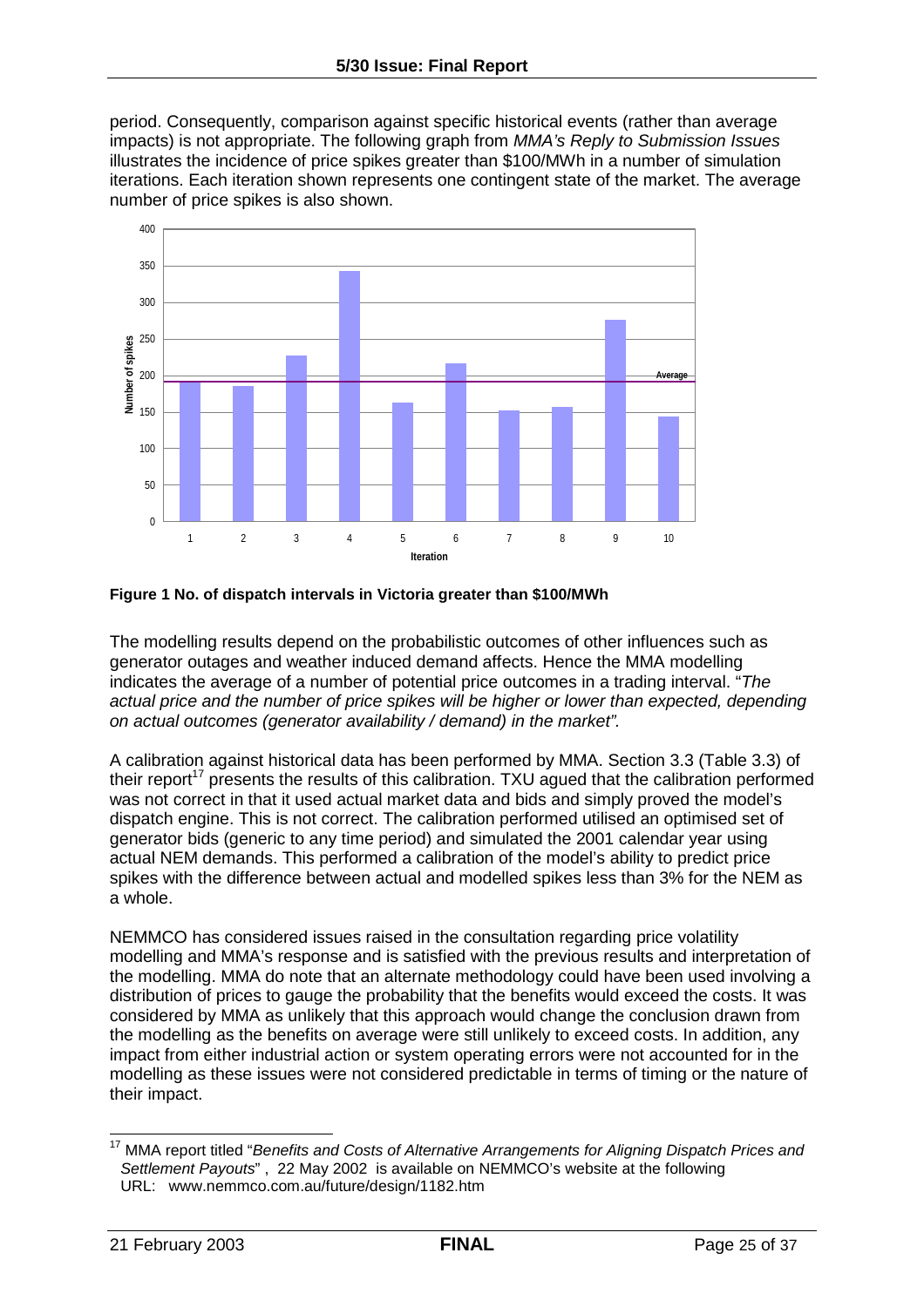period. Consequently, comparison against specific historical events (rather than average impacts) is not appropriate. The following graph from *MMA's Reply to Submission Issues* illustrates the incidence of price spikes greater than $100/MWh in a number of simulation iterations. Each iteration shown represents one contingent state of the market. The average number of price spikes is also shown.

**Figure 1 No. of dispatch intervals in Victoria greater than $100/MWh**

The modelling results depend on the probabilistic outcomes of other influences such as generator outages and weather induced demand affects. Hence the MMA modelling indicates the average of a number of potential price outcomes in a trading interval. "*The actual price and the number of price spikes will be higher or lower than expected, depending on actual outcomes (generator availability / demand) in the market".*

A calibration against historical data has been performed by MMA. Section 3.3 (Table 3.3) of their report[17] presents the results of this calibration. TXU agued that the calibration performed was not correct in that it used actual market data and bids and simply proved the model's dispatch engine. This is not correct. The calibration performed utilised an optimised set of generator bids (generic to any time period) and simulated the 2001 calendar year using actual NEM demands. This performed a calibration of the model's ability to predict price spikes with the difference between actual and modelled spikes less than 3% for the NEM as a whole.

NEMMCO has considered issues raised in the consultation regarding price volatility modelling and MMA's response and is satisfied with the previous results and interpretation of the modelling. MMA do note that an alternate methodology could have been used involving a distribution of prices to gauge the probability that the benefits would exceed the costs. It was considered by MMA as unlikely that this approach would change the conclusion drawn from the modelling as the benefits on average were still unlikely to exceed costs. In addition, any impact from either industrial action or system operating errors were not accounted for in the modelling as these issues were not considered predictable in terms of timing or the nature of their impact.

---

[17] MMA report titled "*Benefits and Costs of Alternative Arrangements for Aligning Dispatch Prices and Settlement Payouts*" , 22 May 2002 is available on NEMMCO's website at the following URL: www.nemmco.com.au/future/design/1182.htm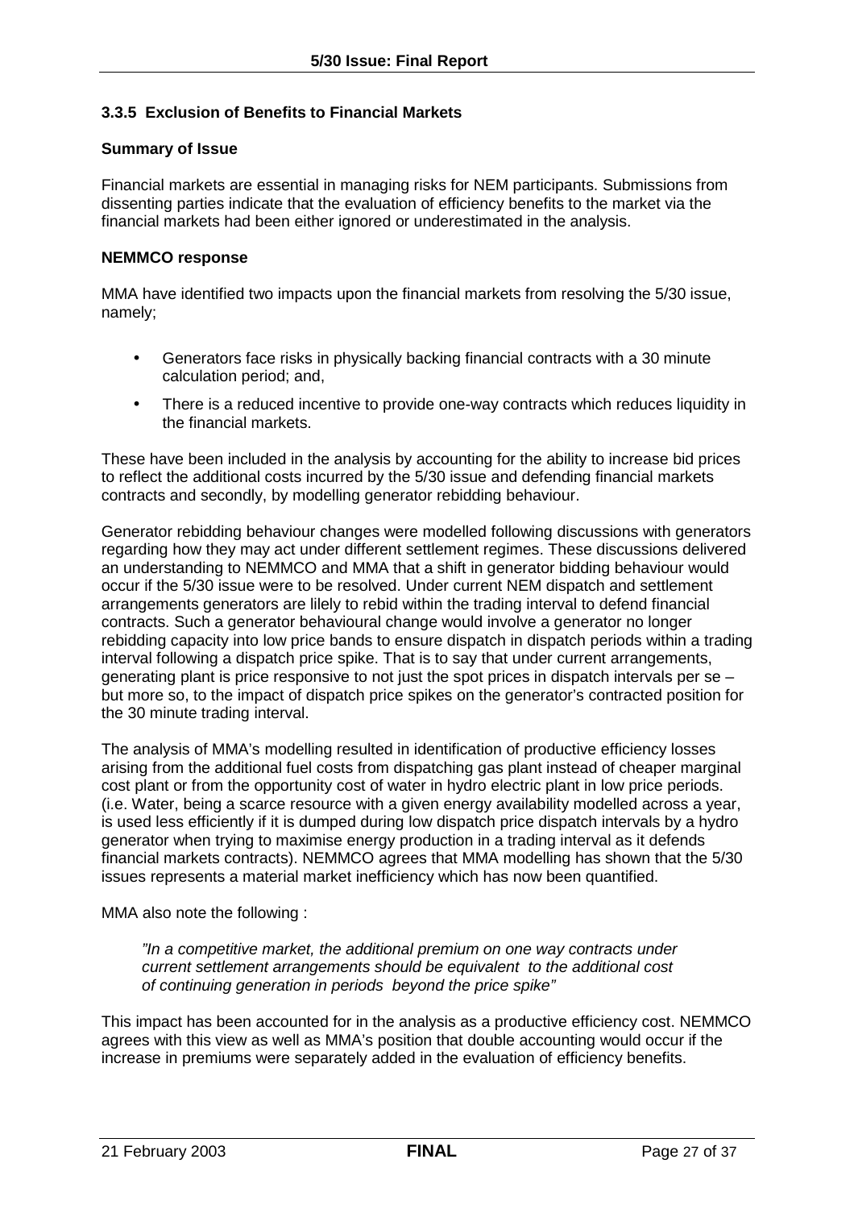### 3.3.5 Exclusion of Benefits to Financial Markets

**Summary of Issue**

Financial markets are essential in managing risks for NEM participants. Submissions from dissenting parties indicate that the evaluation of efficiency benefits to the market via the financial markets had been either ignored or underestimated in the analysis.

**NEMMCO response**

MMA have identified two impacts upon the financial markets from resolving the 5/30 issue, namely;

- Generators face risks in physically backing financial contracts with a 30 minute calculation period; and,
- There is a reduced incentive to provide one-way contracts which reduces liquidity in the financial markets.

These have been included in the analysis by accounting for the ability to increase bid prices to reflect the additional costs incurred by the 5/30 issue and defending financial markets contracts and secondly, by modelling generator rebidding behaviour.

Generator rebidding behaviour changes were modelled following discussions with generators regarding how they may act under different settlement regimes. These discussions delivered an understanding to NEMMCO and MMA that a shift in generator bidding behaviour would occur if the 5/30 issue were to be resolved. Under current NEM dispatch and settlement arrangements generators are lilely to rebid within the trading interval to defend financial contracts. Such a generator behavioural change would involve a generator no longer rebidding capacity into low price bands to ensure dispatch in dispatch periods within a trading interval following a dispatch price spike. That is to say that under current arrangements, generating plant is price responsive to not just the spot prices in dispatch intervals per se – but more so, to the impact of dispatch price spikes on the generator's contracted position for the 30 minute trading interval.

The analysis of MMA's modelling resulted in identification of productive efficiency losses arising from the additional fuel costs from dispatching gas plant instead of cheaper marginal cost plant or from the opportunity cost of water in hydro electric plant in low price periods. (i.e. Water, being a scarce resource with a given energy availability modelled across a year, is used less efficiently if it is dumped during low dispatch price dispatch intervals by a hydro generator when trying to maximise energy production in a trading interval as it defends financial markets contracts). NEMMCO agrees that MMA modelling has shown that the 5/30 issues represents a material market inefficiency which has now been quantified.

MMA also note the following :

> *"In a competitive market, the additional premium on one way contracts under current settlement arrangements should be equivalent to the additional cost of continuing generation in periods beyond the price spike"*

This impact has been accounted for in the analysis as a productive efficiency cost. NEMMCO agrees with this view as well as MMA's position that double accounting would occur if the increase in premiums were separately added in the evaluation of efficiency benefits.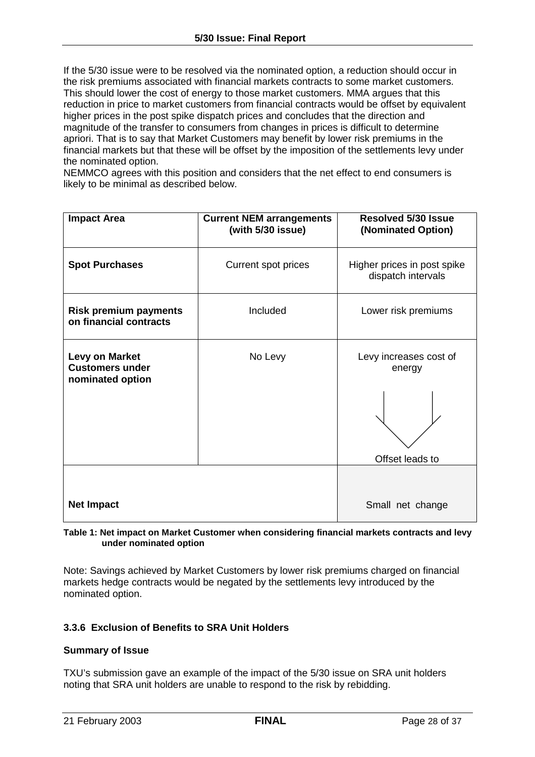If the 5/30 issue were to be resolved via the nominated option, a reduction should occur in the risk premiums associated with financial markets contracts to some market customers. This should lower the cost of energy to those market customers. MMA argues that this reduction in price to market customers from financial contracts would be offset by equivalent higher prices in the post spike dispatch prices and concludes that the direction and magnitude of the transfer to consumers from changes in prices is difficult to determine apriori. That is to say that Market Customers may benefit by lower risk premiums in the financial markets but that these will be offset by the imposition of the settlements levy under the nominated option.
NEMMCO agrees with this position and considers that the net effect to end consumers is likely to be minimal as described below.

| Impact Area | Current NEM arrangements (with 5/30 issue) | Resolved 5/30 Issue (Nominated Option) |
|---|---|---|
| **Spot Purchases** | Current spot prices | Higher prices in post spike dispatch intervals |
| **Risk premium payments on financial contracts** | Included | Lower risk premiums |
| **Levy on Market Customers under nominated option** | No Levy | Levy increases cost of energy<br>Offset leads to |
| **Net Impact** | | Small net change |

**Table 1: Net impact on Market Customer when considering financial markets contracts and levy under nominated option**

Note: Savings achieved by Market Customers by lower risk premiums charged on financial markets hedge contracts would be negated by the settlements levy introduced by the nominated option.

### 3.3.6 Exclusion of Benefits to SRA Unit Holders

**Summary of Issue**

TXU's submission gave an example of the impact of the 5/30 issue on SRA unit holders noting that SRA unit holders are unable to respond to the risk by rebidding.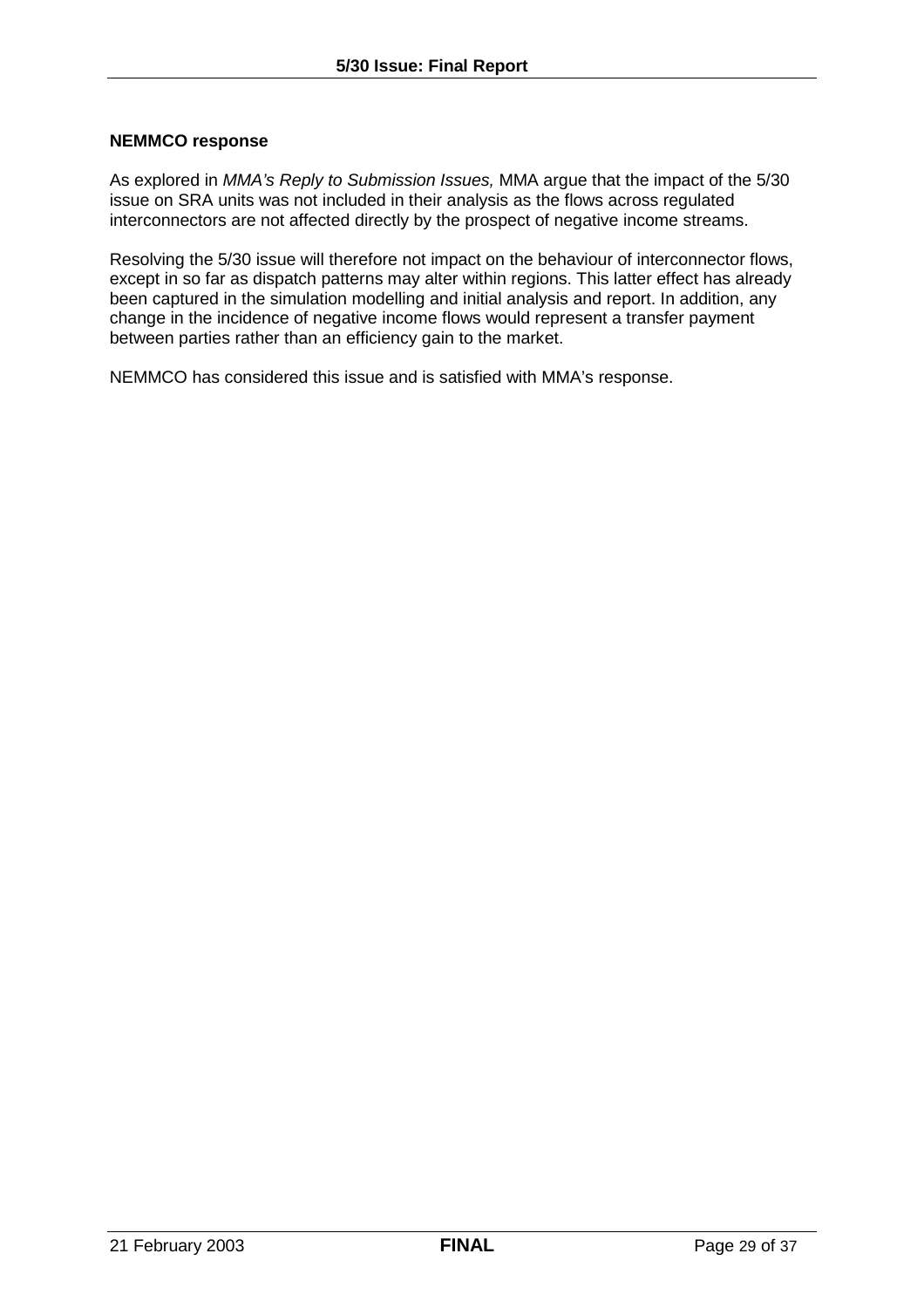**NEMMCO response**

As explored in *MMA's Reply to Submission Issues,* MMA argue that the impact of the 5/30 issue on SRA units was not included in their analysis as the flows across regulated interconnectors are not affected directly by the prospect of negative income streams.

Resolving the 5/30 issue will therefore not impact on the behaviour of interconnector flows, except in so far as dispatch patterns may alter within regions. This latter effect has already been captured in the simulation modelling and initial analysis and report. In addition, any change in the incidence of negative income flows would represent a transfer payment between parties rather than an efficiency gain to the market.

NEMMCO has considered this issue and is satisfied with MMA's response.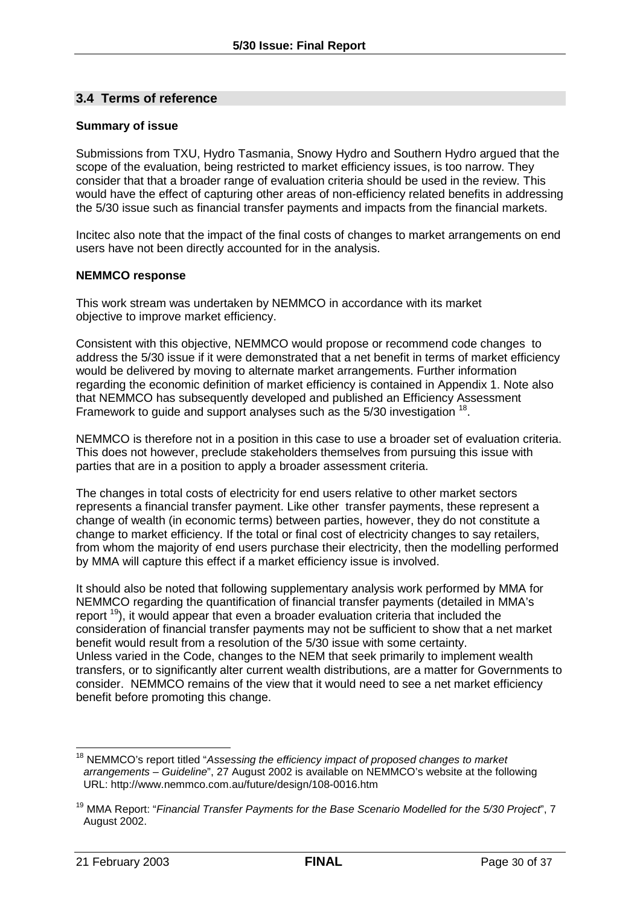## 3.4 Terms of reference

**Summary of issue**

Submissions from TXU, Hydro Tasmania, Snowy Hydro and Southern Hydro argued that the scope of the evaluation, being restricted to market efficiency issues, is too narrow. They consider that that a broader range of evaluation criteria should be used in the review. This would have the effect of capturing other areas of non-efficiency related benefits in addressing the 5/30 issue such as financial transfer payments and impacts from the financial markets.

Incitec also note that the impact of the final costs of changes to market arrangements on end users have not been directly accounted for in the analysis.

**NEMMCO response**

This work stream was undertaken by NEMMCO in accordance with its market objective to improve market efficiency.

Consistent with this objective, NEMMCO would propose or recommend code changes to address the 5/30 issue if it were demonstrated that a net benefit in terms of market efficiency would be delivered by moving to alternate market arrangements. Further information regarding the economic definition of market efficiency is contained in Appendix 1. Note also that NEMMCO has subsequently developed and published an Efficiency Assessment Framework to guide and support analyses such as the 5/30 investigation [18].

NEMMCO is therefore not in a position in this case to use a broader set of evaluation criteria. This does not however, preclude stakeholders themselves from pursuing this issue with parties that are in a position to apply a broader assessment criteria.

The changes in total costs of electricity for end users relative to other market sectors represents a financial transfer payment. Like other transfer payments, these represent a change of wealth (in economic terms) between parties, however, they do not constitute a change to market efficiency. If the total or final cost of electricity changes to say retailers, from whom the majority of end users purchase their electricity, then the modelling performed by MMA will capture this effect if a market efficiency issue is involved.

It should also be noted that following supplementary analysis work performed by MMA for NEMMCO regarding the quantification of financial transfer payments (detailed in MMA's report [19]), it would appear that even a broader evaluation criteria that included the consideration of financial transfer payments may not be sufficient to show that a net market benefit would result from a resolution of the 5/30 issue with some certainty.
Unless varied in the Code, changes to the NEM that seek primarily to implement wealth transfers, or to significantly alter current wealth distributions, are a matter for Governments to consider. NEMMCO remains of the view that it would need to see a net market efficiency benefit before promoting this change.

---

[18] NEMMCO's report titled "*Assessing the efficiency impact of proposed changes to market arrangements – Guideline*", 27 August 2002 is available on NEMMCO's website at the following URL: http://www.nemmco.com.au/future/design/108-0016.htm

[19] MMA Report: "*Financial Transfer Payments for the Base Scenario Modelled for the 5/30 Project*", 7 August 2002.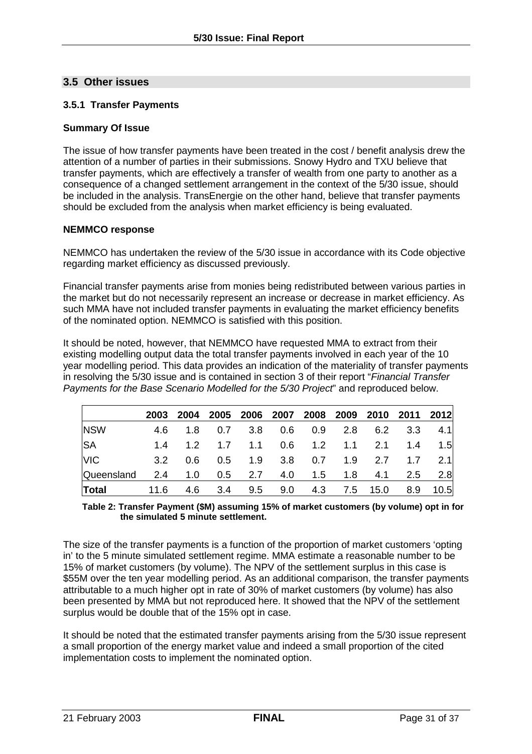## 3.5 Other issues

### 3.5.1 Transfer Payments

**Summary Of Issue**

The issue of how transfer payments have been treated in the cost / benefit analysis drew the attention of a number of parties in their submissions. Snowy Hydro and TXU believe that transfer payments, which are effectively a transfer of wealth from one party to another as a consequence of a changed settlement arrangement in the context of the 5/30 issue, should be included in the analysis. TransEnergie on the other hand, believe that transfer payments should be excluded from the analysis when market efficiency is being evaluated.

**NEMMCO response**

NEMMCO has undertaken the review of the 5/30 issue in accordance with its Code objective regarding market efficiency as discussed previously.

Financial transfer payments arise from monies being redistributed between various parties in the market but do not necessarily represent an increase or decrease in market efficiency. As such MMA have not included transfer payments in evaluating the market efficiency benefits of the nominated option. NEMMCO is satisfied with this position.

It should be noted, however, that NEMMCO have requested MMA to extract from their existing modelling output data the total transfer payments involved in each year of the 10 year modelling period. This data provides an indication of the materiality of transfer payments in resolving the 5/30 issue and is contained in section 3 of their report "*Financial Transfer Payments for the Base Scenario Modelled for the 5/30 Project*" and reproduced below.

| | 2003 | 2004 | 2005 | 2006 | 2007 | 2008 | 2009 | 2010 | 2011 | 2012 |
|---|---|---|---|---|---|---|---|---|---|---|
| NSW | 4.6 | 1.8 | 0.7 | 3.8 | 0.6 | 0.9 | 2.8 | 6.2 | 3.3 | 4.1 |
| SA | 1.4 | 1.2 | 1.7 | 1.1 | 0.6 | 1.2 | 1.1 | 2.1 | 1.4 | 1.5 |
| VIC | 3.2 | 0.6 | 0.5 | 1.9 | 3.8 | 0.7 | 1.9 | 2.7 | 1.7 | 2.1 |
| Queensland | 2.4 | 1.0 | 0.5 | 2.7 | 4.0 | 1.5 | 1.8 | 4.1 | 2.5 | 2.8 |
| **Total** | 11.6 | 4.6 | 3.4 | 9.5 | 9.0 | 4.3 | 7.5 | 15.0 | 8.9 | 10.5 |

**Table 2: Transfer Payment ($M) assuming 15% of market customers (by volume) opt in for the simulated 5 minute settlement.**

The size of the transfer payments is a function of the proportion of market customers 'opting in' to the 5 minute simulated settlement regime. MMA estimate a reasonable number to be 15% of market customers (by volume). The NPV of the settlement surplus in this case is $55M over the ten year modelling period. As an additional comparison, the transfer payments attributable to a much higher opt in rate of 30% of market customers (by volume) has also been presented by MMA but not reproduced here. It showed that the NPV of the settlement surplus would be double that of the 15% opt in case.

It should be noted that the estimated transfer payments arising from the 5/30 issue represent a small proportion of the energy market value and indeed a small proportion of the cited implementation costs to implement the nominated option.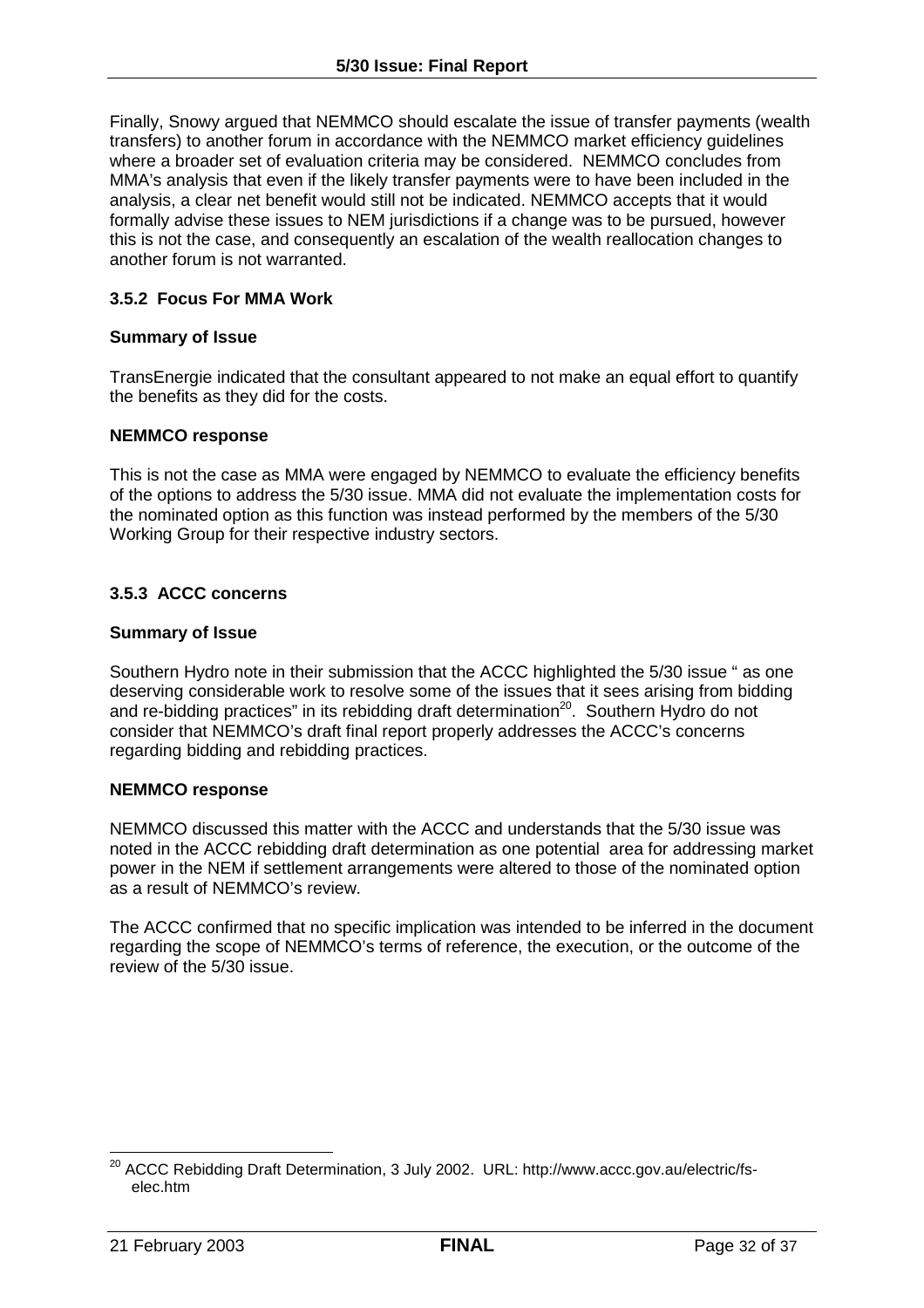Finally, Snowy argued that NEMMCO should escalate the issue of transfer payments (wealth transfers) to another forum in accordance with the NEMMCO market efficiency guidelines where a broader set of evaluation criteria may be considered. NEMMCO concludes from MMA's analysis that even if the likely transfer payments were to have been included in the analysis, a clear net benefit would still not be indicated. NEMMCO accepts that it would formally advise these issues to NEM jurisdictions if a change was to be pursued, however this is not the case, and consequently an escalation of the wealth reallocation changes to another forum is not warranted.

### 3.5.2 Focus For MMA Work

**Summary of Issue**

TransEnergie indicated that the consultant appeared to not make an equal effort to quantify the benefits as they did for the costs.

**NEMMCO response**

This is not the case as MMA were engaged by NEMMCO to evaluate the efficiency benefits of the options to address the 5/30 issue. MMA did not evaluate the implementation costs for the nominated option as this function was instead performed by the members of the 5/30 Working Group for their respective industry sectors.

### 3.5.3 ACCC concerns

**Summary of Issue**

Southern Hydro note in their submission that the ACCC highlighted the 5/30 issue " as one deserving considerable work to resolve some of the issues that it sees arising from bidding and re-bidding practices" in its rebidding draft determination[20]. Southern Hydro do not consider that NEMMCO's draft final report properly addresses the ACCC's concerns regarding bidding and rebidding practices.

**NEMMCO response**

NEMMCO discussed this matter with the ACCC and understands that the 5/30 issue was noted in the ACCC rebidding draft determination as one potential area for addressing market power in the NEM if settlement arrangements were altered to those of the nominated option as a result of NEMMCO's review.

The ACCC confirmed that no specific implication was intended to be inferred in the document regarding the scope of NEMMCO's terms of reference, the execution, or the outcome of the review of the 5/30 issue.

---

[20] ACCC Rebidding Draft Determination, 3 July 2002. URL: http://www.accc.gov.au/electric/fs-elec.htm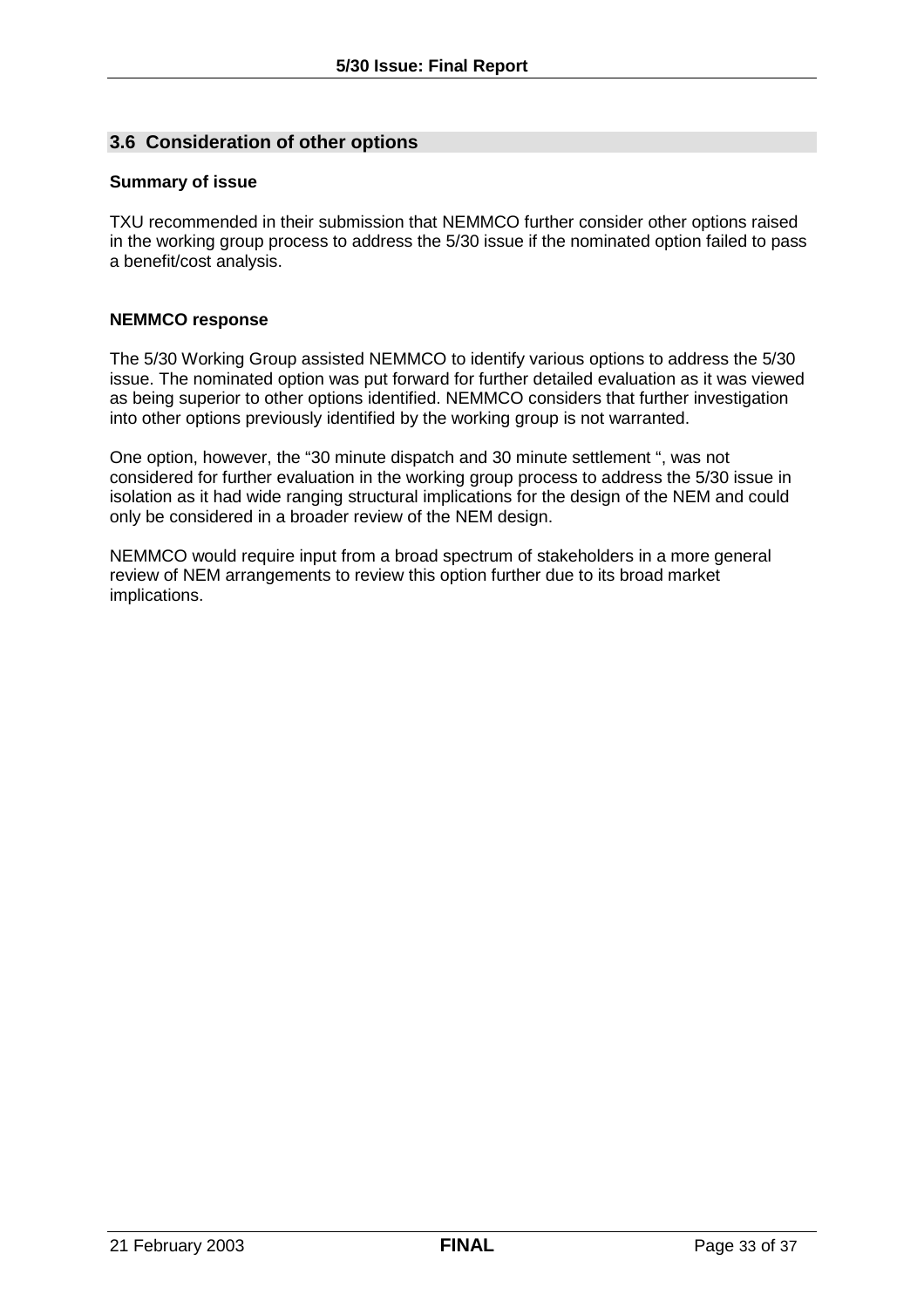## 3.6 Consideration of other options

**Summary of issue**

TXU recommended in their submission that NEMMCO further consider other options raised in the working group process to address the 5/30 issue if the nominated option failed to pass a benefit/cost analysis.

**NEMMCO response**

The 5/30 Working Group assisted NEMMCO to identify various options to address the 5/30 issue. The nominated option was put forward for further detailed evaluation as it was viewed as being superior to other options identified. NEMMCO considers that further investigation into other options previously identified by the working group is not warranted.

One option, however, the "30 minute dispatch and 30 minute settlement ", was not considered for further evaluation in the working group process to address the 5/30 issue in isolation as it had wide ranging structural implications for the design of the NEM and could only be considered in a broader review of the NEM design.

NEMMCO would require input from a broad spectrum of stakeholders in a more general review of NEM arrangements to review this option further due to its broad market implications.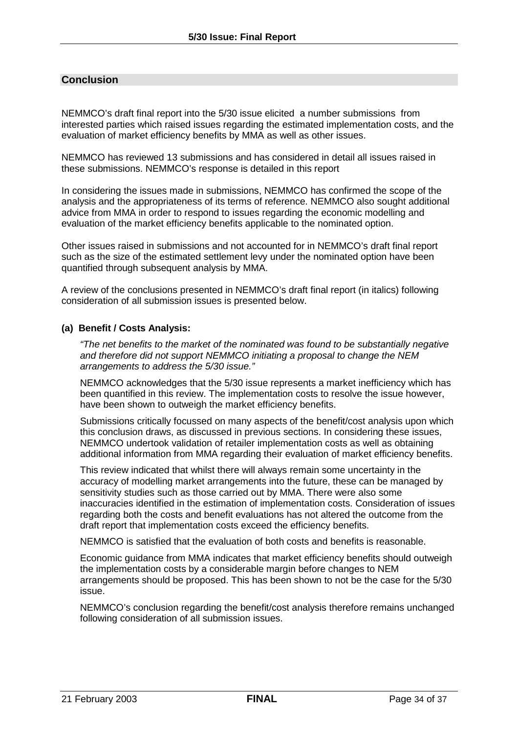## Conclusion

NEMMCO's draft final report into the 5/30 issue elicited a number submissions from interested parties which raised issues regarding the estimated implementation costs, and the evaluation of market efficiency benefits by MMA as well as other issues.

NEMMCO has reviewed 13 submissions and has considered in detail all issues raised in these submissions. NEMMCO's response is detailed in this report

In considering the issues made in submissions, NEMMCO has confirmed the scope of the analysis and the appropriateness of its terms of reference. NEMMCO also sought additional advice from MMA in order to respond to issues regarding the economic modelling and evaluation of the market efficiency benefits applicable to the nominated option.

Other issues raised in submissions and not accounted for in NEMMCO's draft final report such as the size of the estimated settlement levy under the nominated option have been quantified through subsequent analysis by MMA.

A review of the conclusions presented in NEMMCO's draft final report (in italics) following consideration of all submission issues is presented below.

### (a) Benefit / Costs Analysis:

*"The net benefits to the market of the nominated was found to be substantially negative and therefore did not support NEMMCO initiating a proposal to change the NEM arrangements to address the 5/30 issue."*

NEMMCO acknowledges that the 5/30 issue represents a market inefficiency which has been quantified in this review. The implementation costs to resolve the issue however, have been shown to outweigh the market efficiency benefits.

Submissions critically focussed on many aspects of the benefit/cost analysis upon which this conclusion draws, as discussed in previous sections. In considering these issues, NEMMCO undertook validation of retailer implementation costs as well as obtaining additional information from MMA regarding their evaluation of market efficiency benefits.

This review indicated that whilst there will always remain some uncertainty in the accuracy of modelling market arrangements into the future, these can be managed by sensitivity studies such as those carried out by MMA. There were also some inaccuracies identified in the estimation of implementation costs. Consideration of issues regarding both the costs and benefit evaluations has not altered the outcome from the draft report that implementation costs exceed the efficiency benefits.

NEMMCO is satisfied that the evaluation of both costs and benefits is reasonable.

Economic guidance from MMA indicates that market efficiency benefits should outweigh the implementation costs by a considerable margin before changes to NEM arrangements should be proposed. This has been shown to not be the case for the 5/30 issue.

NEMMCO's conclusion regarding the benefit/cost analysis therefore remains unchanged following consideration of all submission issues.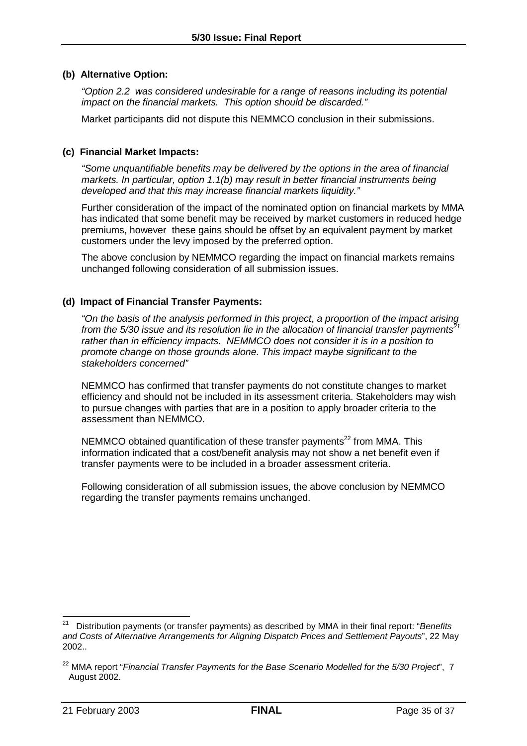**(b) Alternative Option:**

*"Option 2.2 was considered undesirable for a range of reasons including its potential impact on the financial markets. This option should be discarded."*

Market participants did not dispute this NEMMCO conclusion in their submissions.

**(c) Financial Market Impacts:**

*"Some unquantifiable benefits may be delivered by the options in the area of financial markets. In particular, option 1.1(b) may result in better financial instruments being developed and that this may increase financial markets liquidity."*

Further consideration of the impact of the nominated option on financial markets by MMA has indicated that some benefit may be received by market customers in reduced hedge premiums, however these gains should be offset by an equivalent payment by market customers under the levy imposed by the preferred option.

The above conclusion by NEMMCO regarding the impact on financial markets remains unchanged following consideration of all submission issues.

**(d) Impact of Financial Transfer Payments:**

*"On the basis of the analysis performed in this project, a proportion of the impact arising from the 5/30 issue and its resolution lie in the allocation of financial transfer payments[21] rather than in efficiency impacts. NEMMCO does not consider it is in a position to promote change on those grounds alone. This impact maybe significant to the stakeholders concerned"*

NEMMCO has confirmed that transfer payments do not constitute changes to market efficiency and should not be included in its assessment criteria. Stakeholders may wish to pursue changes with parties that are in a position to apply broader criteria to the assessment than NEMMCO.

NEMMCO obtained quantification of these transfer payments[22] from MMA. This information indicated that a cost/benefit analysis may not show a net benefit even if transfer payments were to be included in a broader assessment criteria.

Following consideration of all submission issues, the above conclusion by NEMMCO regarding the transfer payments remains unchanged.

---

[21] Distribution payments (or transfer payments) as described by MMA in their final report: "*Benefits and Costs of Alternative Arrangements for Aligning Dispatch Prices and Settlement Payouts*", 22 May 2002..

[22] MMA report "*Financial Transfer Payments for the Base Scenario Modelled for the 5/30 Project*", 7 August 2002.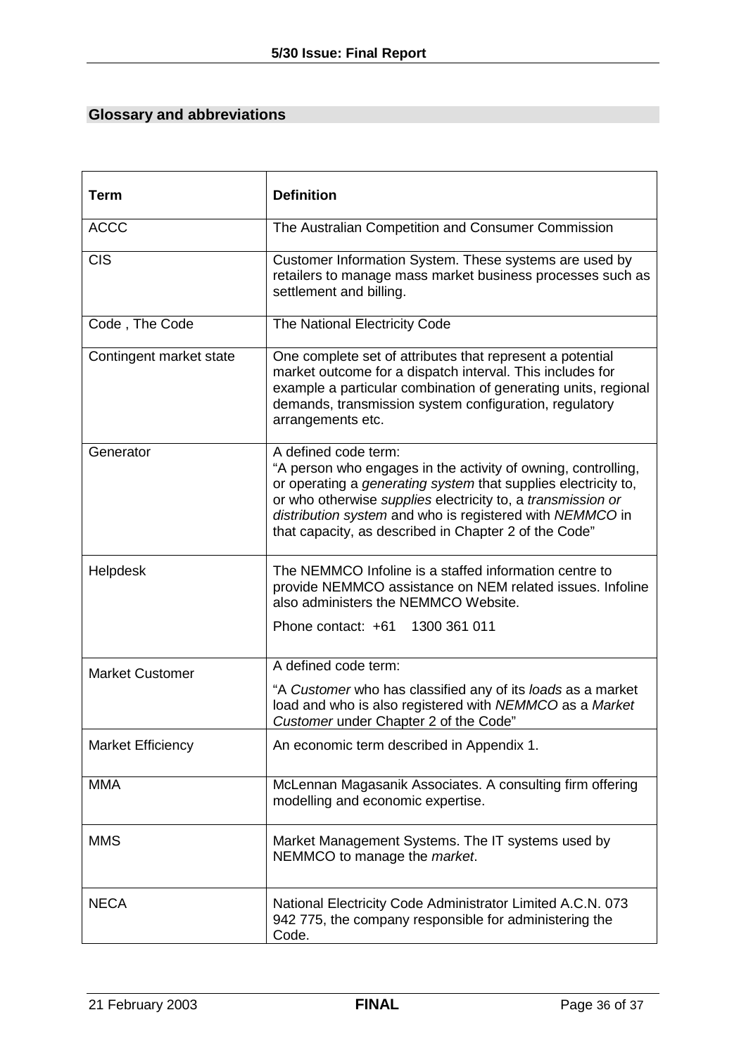## Glossary and abbreviations

| Term | Definition |
| --- | --- |
| ACCC | The Australian Competition and Consumer Commission |
| CIS | Customer Information System. These systems are used by retailers to manage mass market business processes such as settlement and billing. |
| Code , The Code | The National Electricity Code |
| Contingent market state | One complete set of attributes that represent a potential market outcome for a dispatch interval. This includes for example a particular combination of generating units, regional demands, transmission system configuration, regulatory arrangements etc. |
| Generator | A defined code term: "A person who engages in the activity of owning, controlling, or operating a *generating system* that supplies electricity to, or who otherwise *supplies* electricity to, a *transmission or distribution system* and who is registered with *NEMMCO* in that capacity, as described in Chapter 2 of the Code" |
| Helpdesk | The NEMMCO Infoline is a staffed information centre to provide NEMMCO assistance on NEM related issues. Infoline also administers the NEMMCO Website. Phone contact: +61 1300 361 011 |
| Market Customer | A defined code term: "A *Customer* who has classified any of its *loads* as a market load and who is also registered with *NEMMCO* as a *Market Customer* under Chapter 2 of the Code" |
| Market Efficiency | An economic term described in Appendix 1. |
| MMA | McLennan Magasanik Associates. A consulting firm offering modelling and economic expertise. |
| MMS | Market Management Systems. The IT systems used by NEMMCO to manage the *market*. |
| NECA | National Electricity Code Administrator Limited A.C.N. 073 942 775, the company responsible for administering the Code. |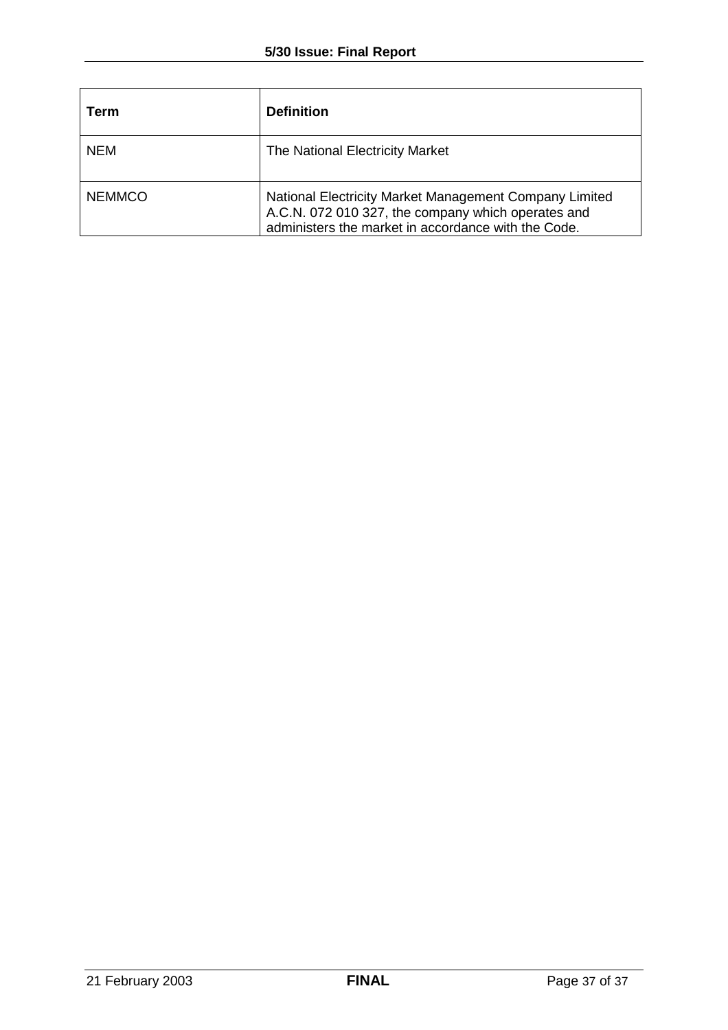| Term | Definition |
| --- | --- |
| NEM | The National Electricity Market |
| NEMMCO | National Electricity Market Management Company Limited A.C.N. 072 010 327, the company which operates and administers the market in accordance with the Code. |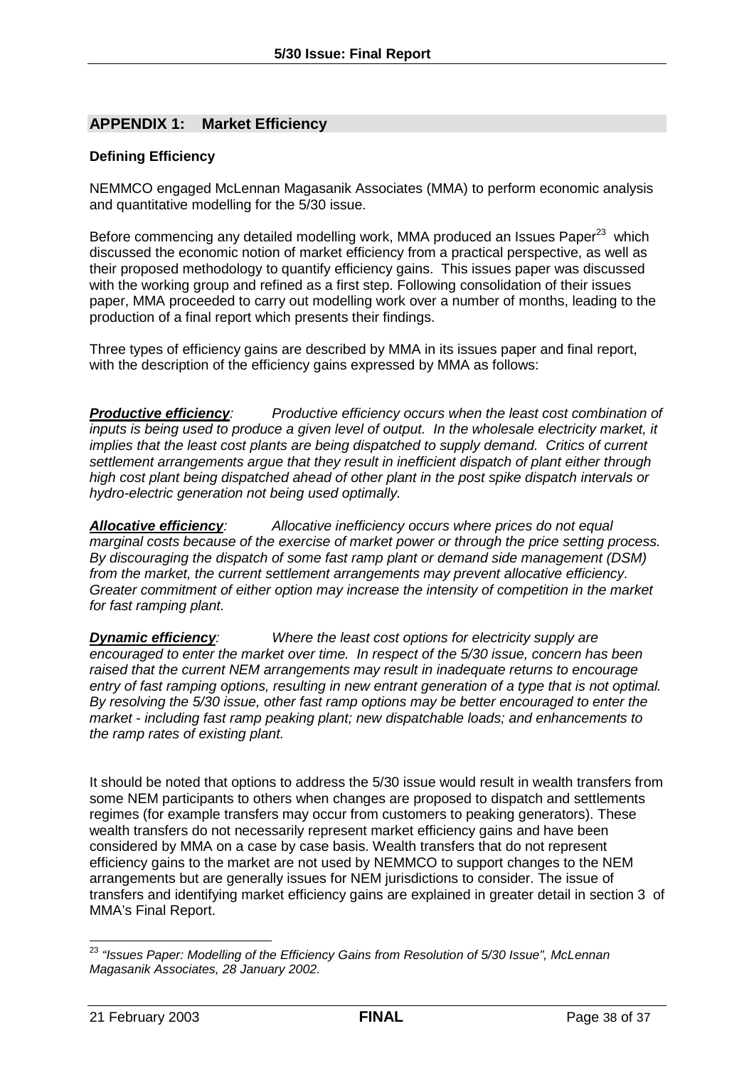## APPENDIX 1: Market Efficiency

### Defining Efficiency

NEMMCO engaged McLennan Magasanik Associates (MMA) to perform economic analysis and quantitative modelling for the 5/30 issue.

Before commencing any detailed modelling work, MMA produced an Issues Paper[23] which discussed the economic notion of market efficiency from a practical perspective, as well as their proposed methodology to quantify efficiency gains. This issues paper was discussed with the working group and refined as a first step. Following consolidation of their issues paper, MMA proceeded to carry out modelling work over a number of months, leading to the production of a final report which presents their findings.

Three types of efficiency gains are described by MMA in its issues paper and final report, with the description of the efficiency gains expressed by MMA as follows:

***Productive efficiency**: Productive efficiency occurs when the least cost combination of inputs is being used to produce a given level of output. In the wholesale electricity market, it implies that the least cost plants are being dispatched to supply demand. Critics of current settlement arrangements argue that they result in inefficient dispatch of plant either through high cost plant being dispatched ahead of other plant in the post spike dispatch intervals or hydro-electric generation not being used optimally.*

***Allocative efficiency**: Allocative inefficiency occurs where prices do not equal marginal costs because of the exercise of market power or through the price setting process. By discouraging the dispatch of some fast ramp plant or demand side management (DSM) from the market, the current settlement arrangements may prevent allocative efficiency. Greater commitment of either option may increase the intensity of competition in the market for fast ramping plant.*

***Dynamic efficiency**: Where the least cost options for electricity supply are encouraged to enter the market over time. In respect of the 5/30 issue, concern has been raised that the current NEM arrangements may result in inadequate returns to encourage entry of fast ramping options, resulting in new entrant generation of a type that is not optimal. By resolving the 5/30 issue, other fast ramp options may be better encouraged to enter the market - including fast ramp peaking plant; new dispatchable loads; and enhancements to the ramp rates of existing plant.*

It should be noted that options to address the 5/30 issue would result in wealth transfers from some NEM participants to others when changes are proposed to dispatch and settlements regimes (for example transfers may occur from customers to peaking generators). These wealth transfers do not necessarily represent market efficiency gains and have been considered by MMA on a case by case basis. Wealth transfers that do not represent efficiency gains to the market are not used by NEMMCO to support changes to the NEM arrangements but are generally issues for NEM jurisdictions to consider. The issue of transfers and identifying market efficiency gains are explained in greater detail in section 3 of MMA's Final Report.

---

[23] *"Issues Paper: Modelling of the Efficiency Gains from Resolution of 5/30 Issue", McLennan Magasanik Associates, 28 January 2002.*